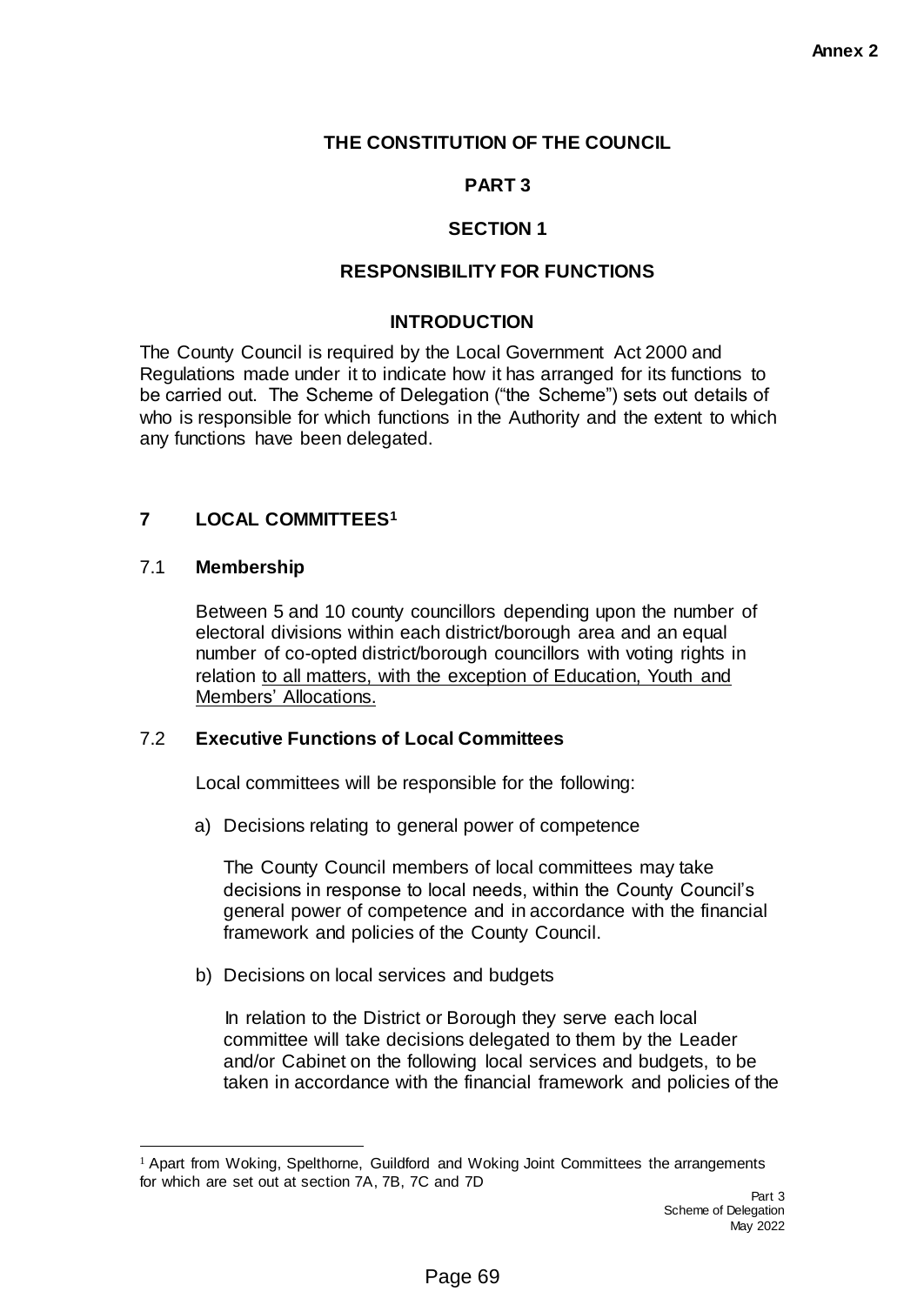Annex 2

# THE CONSTITUTION OF THE COUNCIL

## PART 3

## SECTION 1

## RESPONSIBILITY FOR FUNCTIONS

### INTRODUCTION

The County Council is required by the Local Government Act 2000 and Regulations made under it to indicate how it has arranged for its functions to be carried out. The Scheme of Delegation ("the Scheme") sets out details of who is responsible for which functions in the Authority and the extent to which any functions have been delegated.

## 7 LOCAL COMMITTEES[1]

### 7.1 Membership

Between 5 and 10 county councillors depending upon the number of electoral divisions within each district/borough area and an equal number of co-opted district/borough councillors with voting rights in relation <u>to all matters, with the exception of Education, Youth and Members' Allocations.</u>

### 7.2 Executive Functions of Local Committees

Local committees will be responsible for the following:

a) Decisions relating to general power of competence

   The County Council members of local committees may take decisions in response to local needs, within the County Council's general power of competence and in accordance with the financial framework and policies of the County Council.

b) Decisions on local services and budgets

   In relation to the District or Borough they serve each local committee will take decisions delegated to them by the Leader and/or Cabinet on the following local services and budgets, to be taken in accordance with the financial framework and policies of the

[1] Apart from Woking, Spelthorne, Guildford and Woking Joint Committees the arrangements for which are set out at section 7A, 7B, 7C and 7D

Part 3
Scheme of Delegation
May 2022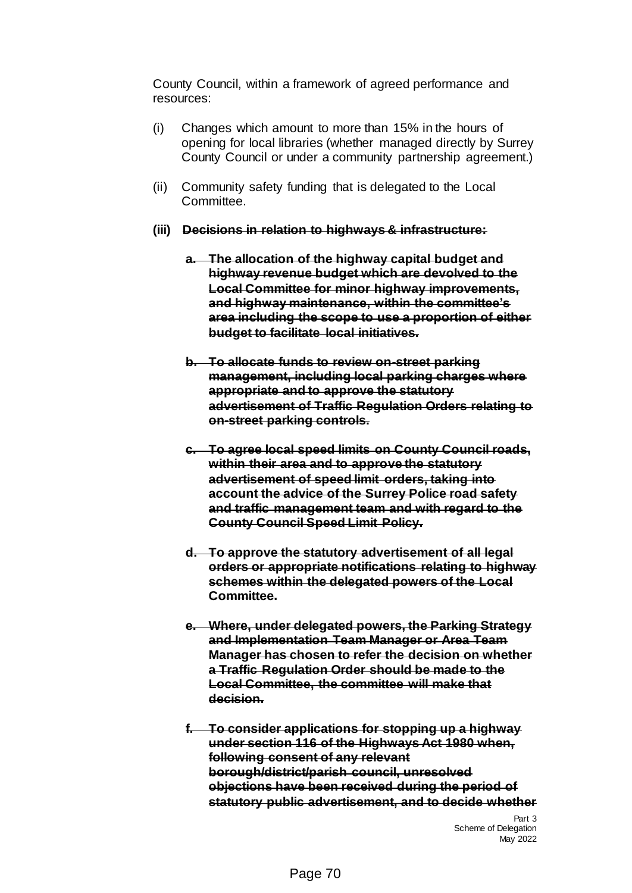County Council, within a framework of agreed performance and resources:

(i) Changes which amount to more than 15% in the hours of opening for local libraries (whether managed directly by Surrey County Council or under a community partnership agreement.)

(ii) Community safety funding that is delegated to the Local Committee.

**~~(iii) Decisions in relation to highways & infrastructure:~~**

- **~~a. The allocation of the highway capital budget and highway revenue budget which are devolved to the Local Committee for minor highway improvements, and highway maintenance, within the committee's area including the scope to use a proportion of either budget to facilitate local initiatives.~~**

- **~~b. To allocate funds to review on-street parking management, including local parking charges where appropriate and to approve the statutory advertisement of Traffic Regulation Orders relating to on-street parking controls.~~**

- **~~c. To agree local speed limits on County Council roads, within their area and to approve the statutory advertisement of speed limit orders, taking into account the advice of the Surrey Police road safety and traffic management team and with regard to the County Council Speed Limit Policy.~~**

- **~~d. To approve the statutory advertisement of all legal orders or appropriate notifications relating to highway schemes within the delegated powers of the Local Committee.~~**

- **~~e. Where, under delegated powers, the Parking Strategy and Implementation Team Manager or Area Team Manager has chosen to refer the decision on whether a Traffic Regulation Order should be made to the Local Committee, the committee will make that decision.~~**

- **~~f. To consider applications for stopping up a highway under section 116 of the Highways Act 1980 when, following consent of any relevant borough/district/parish council, unresolved objections have been received during the period of statutory public advertisement, and to decide whether~~**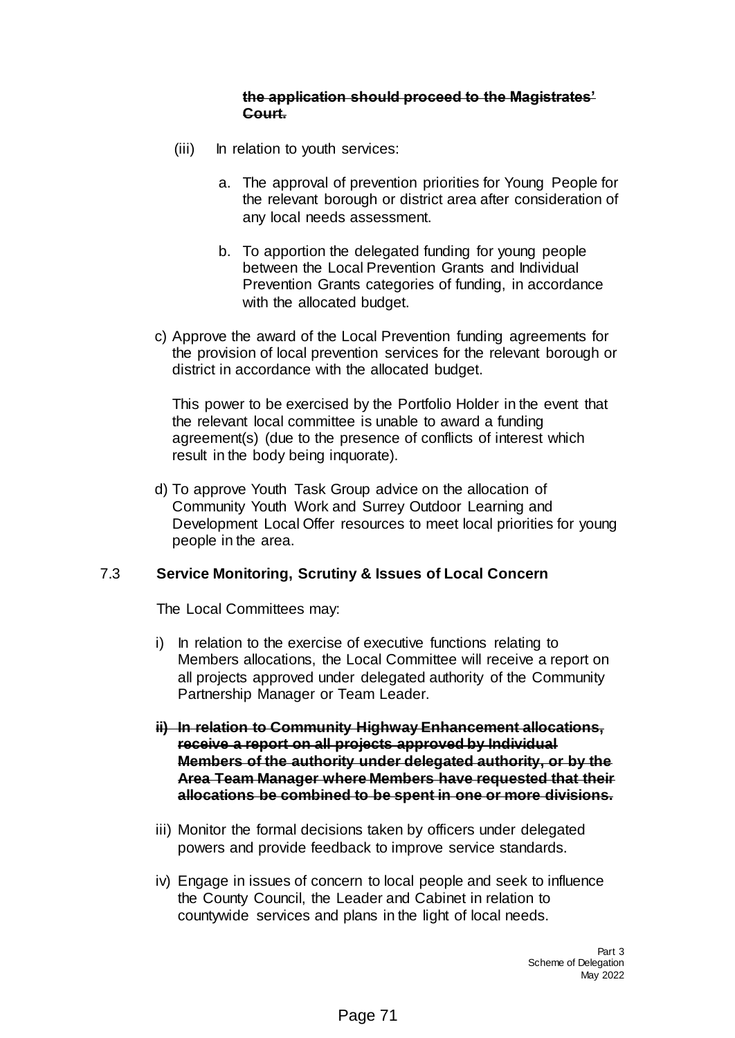~~**the application should proceed to the Magistrates' Court.**~~

(iii) In relation to youth services:

a. The approval of prevention priorities for Young People for the relevant borough or district area after consideration of any local needs assessment.

b. To apportion the delegated funding for young people between the Local Prevention Grants and Individual Prevention Grants categories of funding, in accordance with the allocated budget.

c) Approve the award of the Local Prevention funding agreements for the provision of local prevention services for the relevant borough or district in accordance with the allocated budget.

This power to be exercised by the Portfolio Holder in the event that the relevant local committee is unable to award a funding agreement(s) (due to the presence of conflicts of interest which result in the body being inquorate).

d) To approve Youth Task Group advice on the allocation of Community Youth Work and Surrey Outdoor Learning and Development Local Offer resources to meet local priorities for young people in the area.

### 7.3 Service Monitoring, Scrutiny & Issues of Local Concern

The Local Committees may:

i) In relation to the exercise of executive functions relating to Members allocations, the Local Committee will receive a report on all projects approved under delegated authority of the Community Partnership Manager or Team Leader.

~~**ii) In relation to Community Highway Enhancement allocations, receive a report on all projects approved by Individual Members of the authority under delegated authority, or by the Area Team Manager where Members have requested that their allocations be combined to be spent in one or more divisions.**~~

iii) Monitor the formal decisions taken by officers under delegated powers and provide feedback to improve service standards.

iv) Engage in issues of concern to local people and seek to influence the County Council, the Leader and Cabinet in relation to countywide services and plans in the light of local needs.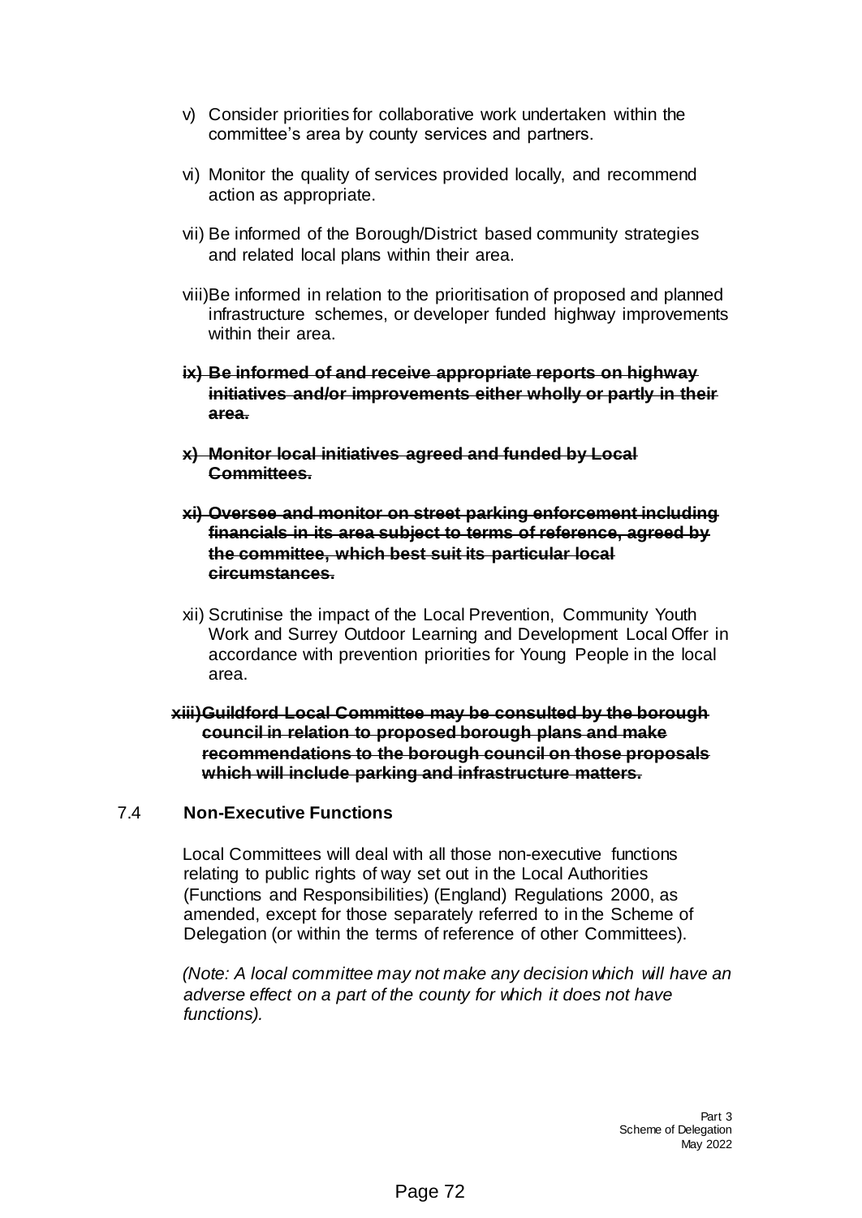v) Consider priorities for collaborative work undertaken within the committee's area by county services and partners.

vi) Monitor the quality of services provided locally, and recommend action as appropriate.

vii) Be informed of the Borough/District based community strategies and related local plans within their area.

viii) Be informed in relation to the prioritisation of proposed and planned infrastructure schemes, or developer funded highway improvements within their area.

~~**ix) Be informed of and receive appropriate reports on highway initiatives and/or improvements either wholly or partly in their area.**~~

~~**x) Monitor local initiatives agreed and funded by Local Committees.**~~

~~**xi) Oversee and monitor on street parking enforcement including financials in its area subject to terms of reference, agreed by the committee, which best suit its particular local circumstances.**~~

xii) Scrutinise the impact of the Local Prevention, Community Youth Work and Surrey Outdoor Learning and Development Local Offer in accordance with prevention priorities for Young People in the local area.

~~**xiii) Guildford Local Committee may be consulted by the borough council in relation to proposed borough plans and make recommendations to the borough council on those proposals which will include parking and infrastructure matters.**~~

## 7.4 Non-Executive Functions

Local Committees will deal with all those non-executive functions relating to public rights of way set out in the Local Authorities (Functions and Responsibilities) (England) Regulations 2000, as amended, except for those separately referred to in the Scheme of Delegation (or within the terms of reference of other Committees).

*(Note: A local committee may not make any decision which will have an adverse effect on a part of the county for which it does not have functions).*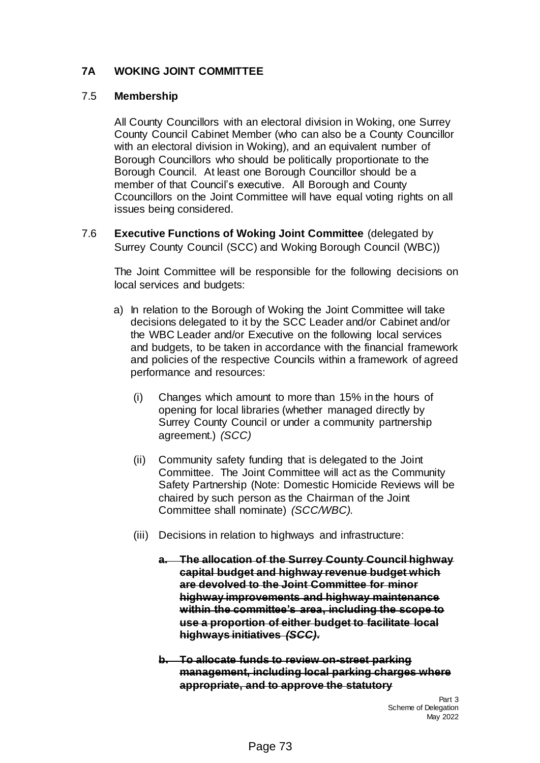## 7A WOKING JOINT COMMITTEE

### 7.5 Membership

All County Councillors with an electoral division in Woking, one Surrey County Council Cabinet Member (who can also be a County Councillor with an electoral division in Woking), and an equivalent number of Borough Councillors who should be politically proportionate to the Borough Council. At least one Borough Councillor should be a member of that Council's executive. All Borough and County Ccouncillors on the Joint Committee will have equal voting rights on all issues being considered.

### 7.6 Executive Functions of Woking Joint Committee (delegated by Surrey County Council (SCC) and Woking Borough Council (WBC))

The Joint Committee will be responsible for the following decisions on local services and budgets:

a) In relation to the Borough of Woking the Joint Committee will take decisions delegated to it by the SCC Leader and/or Cabinet and/or the WBC Leader and/or Executive on the following local services and budgets, to be taken in accordance with the financial framework and policies of the respective Councils within a framework of agreed performance and resources:

   (i) Changes which amount to more than 15% in the hours of opening for local libraries (whether managed directly by Surrey County Council or under a community partnership agreement.) *(SCC)*

   (ii) Community safety funding that is delegated to the Joint Committee. The Joint Committee will act as the Community Safety Partnership (Note: Domestic Homicide Reviews will be chaired by such person as the Chairman of the Joint Committee shall nominate) *(SCC/WBC).*

   (iii) Decisions in relation to highways and infrastructure:

   **~~a. The allocation of the Surrey County Council highway capital budget and highway revenue budget which are devolved to the Joint Committee for minor highway improvements and highway maintenance within the committee's area, including the scope to use a proportion of either budget to facilitate local highways initiatives *(SCC).*~~**

   **~~b. To allocate funds to review on-street parking management, including local parking charges where appropriate, and to approve the statutory~~**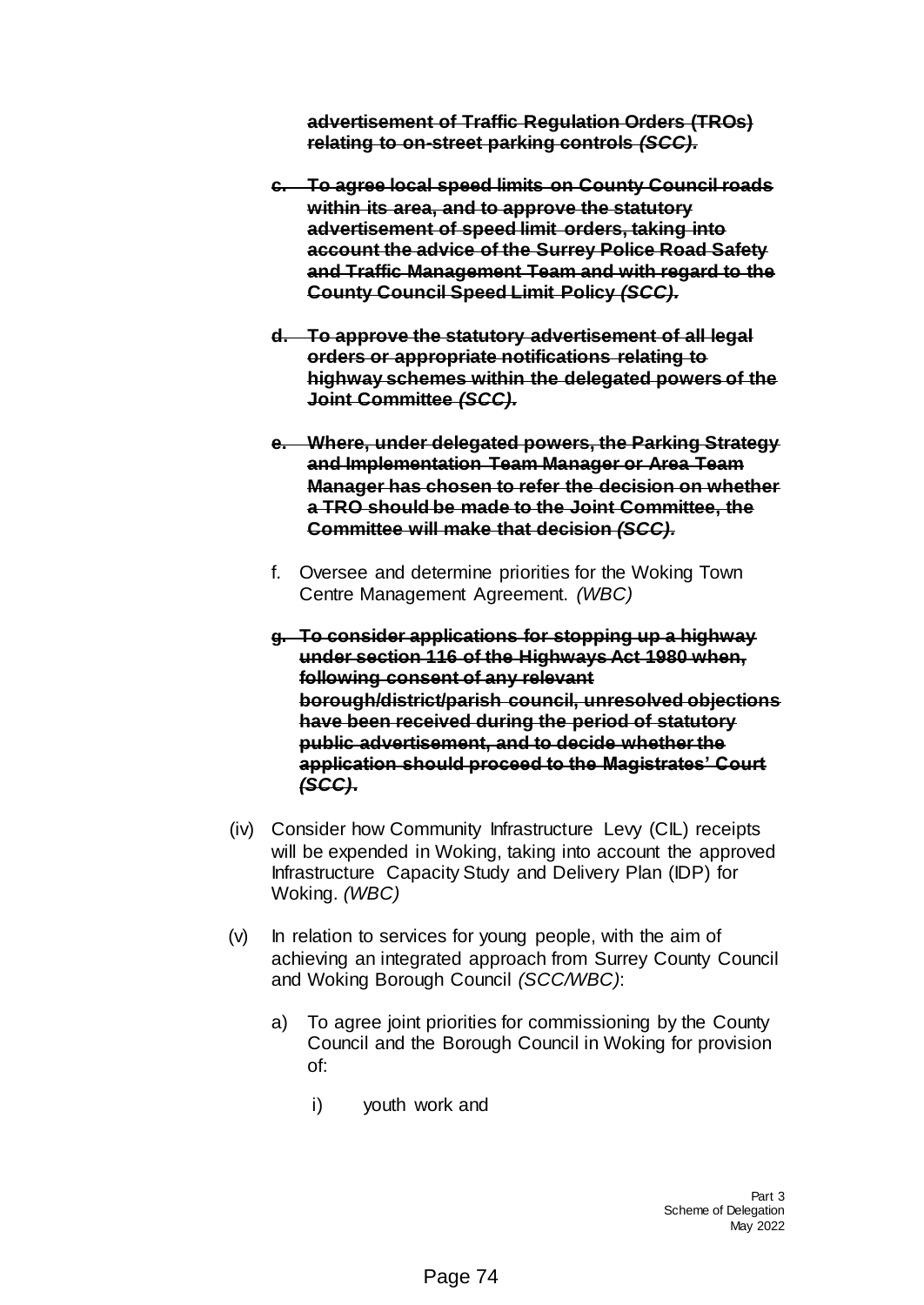~~**advertisement of Traffic Regulation Orders (TROs) relating to on-street parking controls *(SCC).***~~

~~**c. To agree local speed limits on County Council roads within its area, and to approve the statutory advertisement of speed limit orders, taking into account the advice of the Surrey Police Road Safety and Traffic Management Team and with regard to the County Council Speed Limit Policy *(SCC).***~~

~~**d. To approve the statutory advertisement of all legal orders or appropriate notifications relating to highway schemes within the delegated powers of the Joint Committee *(SCC).***~~

~~**e. Where, under delegated powers, the Parking Strategy and Implementation Team Manager or Area Team Manager has chosen to refer the decision on whether a TRO should be made to the Joint Committee, the Committee will make that decision *(SCC).***~~

f. Oversee and determine priorities for the Woking Town Centre Management Agreement. *(WBC)*

~~**g. To consider applications for stopping up a highway under section 116 of the Highways Act 1980 when, following consent of any relevant borough/district/parish council, unresolved objections have been received during the period of statutory public advertisement, and to decide whether the application should proceed to the Magistrates' Court *(SCC).***~~

(iv) Consider how Community Infrastructure Levy (CIL) receipts will be expended in Woking, taking into account the approved Infrastructure Capacity Study and Delivery Plan (IDP) for Woking. *(WBC)*

(v) In relation to services for young people, with the aim of achieving an integrated approach from Surrey County Council and Woking Borough Council *(SCC/WBC)*:

a) To agree joint priorities for commissioning by the County Council and the Borough Council in Woking for provision of:

i) youth work and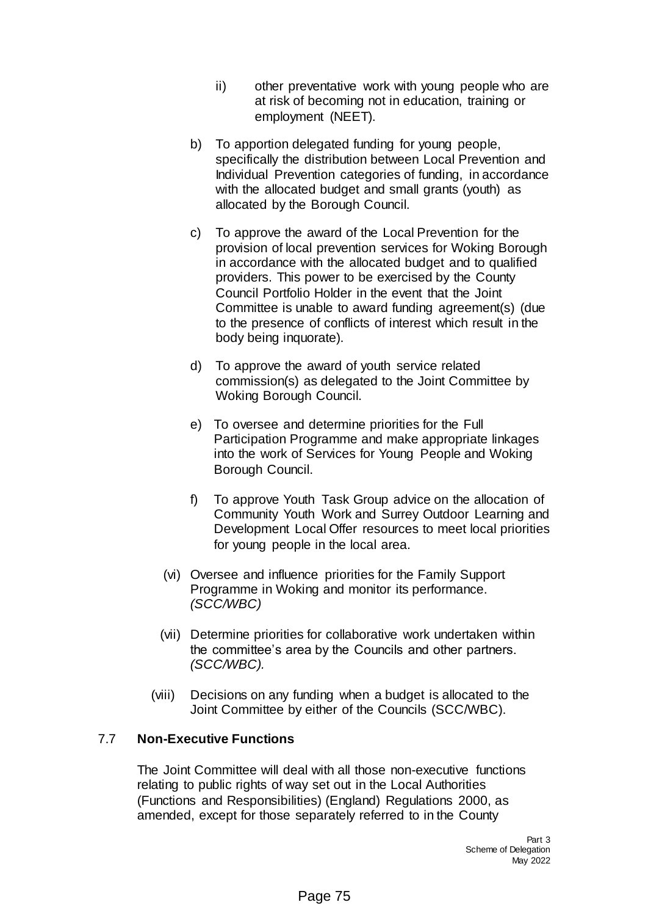ii) other preventative work with young people who are at risk of becoming not in education, training or employment (NEET).

b) To apportion delegated funding for young people, specifically the distribution between Local Prevention and Individual Prevention categories of funding, in accordance with the allocated budget and small grants (youth) as allocated by the Borough Council.

c) To approve the award of the Local Prevention for the provision of local prevention services for Woking Borough in accordance with the allocated budget and to qualified providers. This power to be exercised by the County Council Portfolio Holder in the event that the Joint Committee is unable to award funding agreement(s) (due to the presence of conflicts of interest which result in the body being inquorate).

d) To approve the award of youth service related commission(s) as delegated to the Joint Committee by Woking Borough Council.

e) To oversee and determine priorities for the Full Participation Programme and make appropriate linkages into the work of Services for Young People and Woking Borough Council.

f) To approve Youth Task Group advice on the allocation of Community Youth Work and Surrey Outdoor Learning and Development Local Offer resources to meet local priorities for young people in the local area.

(vi) Oversee and influence priorities for the Family Support Programme in Woking and monitor its performance. *(SCC/WBC)*

(vii) Determine priorities for collaborative work undertaken within the committee's area by the Councils and other partners. *(SCC/WBC).*

(viii) Decisions on any funding when a budget is allocated to the Joint Committee by either of the Councils (SCC/WBC).

## 7.7 **Non-Executive Functions**

The Joint Committee will deal with all those non-executive functions relating to public rights of way set out in the Local Authorities (Functions and Responsibilities) (England) Regulations 2000, as amended, except for those separately referred to in the County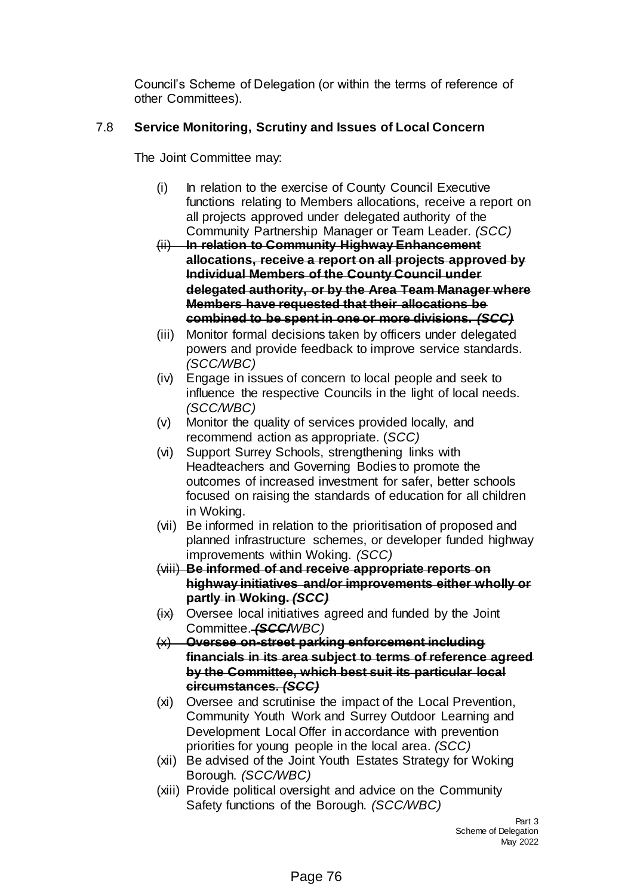Council's Scheme of Delegation (or within the terms of reference of other Committees).

## 7.8 Service Monitoring, Scrutiny and Issues of Local Concern

The Joint Committee may:

- (i) In relation to the exercise of County Council Executive functions relating to Members allocations, receive a report on all projects approved under delegated authority of the Community Partnership Manager or Team Leader. *(SCC)*
- ~~(ii) **In relation to Community Highway Enhancement allocations, receive a report on all projects approved by Individual Members of the County Council under delegated authority, or by the Area Team Manager where Members have requested that their allocations be combined to be spent in one or more divisions. *(SCC)***~~
- (iii) Monitor formal decisions taken by officers under delegated powers and provide feedback to improve service standards. *(SCC/WBC)*
- (iv) Engage in issues of concern to local people and seek to influence the respective Councils in the light of local needs. *(SCC/WBC)*
- (v) Monitor the quality of services provided locally, and recommend action as appropriate. *(SCC)*
- (vi) Support Surrey Schools, strengthening links with Headteachers and Governing Bodies to promote the outcomes of increased investment for safer, better schools focused on raising the standards of education for all children in Woking.
- (vii) Be informed in relation to the prioritisation of proposed and planned infrastructure schemes, or developer funded highway improvements within Woking. *(SCC)*
- ~~(viii) **Be informed of and receive appropriate reports on highway initiatives and/or improvements either wholly or partly in Woking. *(SCC)***~~
- ~~(ix)~~ Oversee local initiatives agreed and funded by the Joint Committee. ~~***(SCC/***~~*WBC)*
- ~~(x) **Oversee on-street parking enforcement including financials in its area subject to terms of reference agreed by the Committee, which best suit its particular local circumstances. *(SCC)***~~
- (xi) Oversee and scrutinise the impact of the Local Prevention, Community Youth Work and Surrey Outdoor Learning and Development Local Offer in accordance with prevention priorities for young people in the local area. *(SCC)*
- (xii) Be advised of the Joint Youth Estates Strategy for Woking Borough. *(SCC/WBC)*
- (xiii) Provide political oversight and advice on the Community Safety functions of the Borough. *(SCC/WBC)*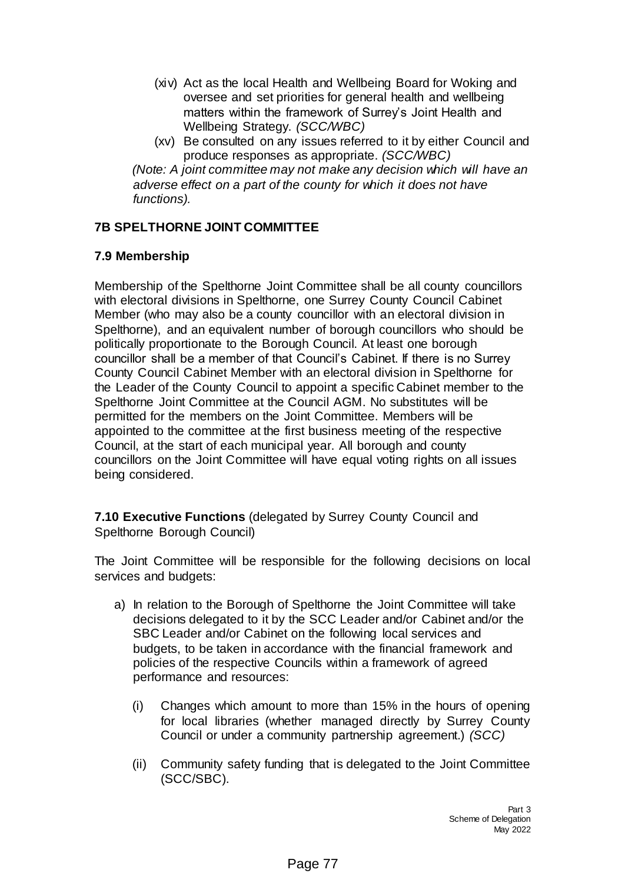(xiv) Act as the local Health and Wellbeing Board for Woking and oversee and set priorities for general health and wellbeing matters within the framework of Surrey's Joint Health and Wellbeing Strategy. *(SCC/WBC)*

(xv) Be consulted on any issues referred to it by either Council and produce responses as appropriate. *(SCC/WBC)*

*(Note: A joint committee may not make any decision which will have an adverse effect on a part of the county for which it does not have functions).*

## 7B SPELTHORNE JOINT COMMITTEE

### 7.9 Membership

Membership of the Spelthorne Joint Committee shall be all county councillors with electoral divisions in Spelthorne, one Surrey County Council Cabinet Member (who may also be a county councillor with an electoral division in Spelthorne), and an equivalent number of borough councillors who should be politically proportionate to the Borough Council. At least one borough councillor shall be a member of that Council's Cabinet. If there is no Surrey County Council Cabinet Member with an electoral division in Spelthorne for the Leader of the County Council to appoint a specific Cabinet member to the Spelthorne Joint Committee at the Council AGM. No substitutes will be permitted for the members on the Joint Committee. Members will be appointed to the committee at the first business meeting of the respective Council, at the start of each municipal year. All borough and county councillors on the Joint Committee will have equal voting rights on all issues being considered.

**7.10 Executive Functions** (delegated by Surrey County Council and Spelthorne Borough Council)

The Joint Committee will be responsible for the following decisions on local services and budgets:

a) In relation to the Borough of Spelthorne the Joint Committee will take decisions delegated to it by the SCC Leader and/or Cabinet and/or the SBC Leader and/or Cabinet on the following local services and budgets, to be taken in accordance with the financial framework and policies of the respective Councils within a framework of agreed performance and resources:

   (i) Changes which amount to more than 15% in the hours of opening for local libraries (whether managed directly by Surrey County Council or under a community partnership agreement.) *(SCC)*

   (ii) Community safety funding that is delegated to the Joint Committee (SCC/SBC).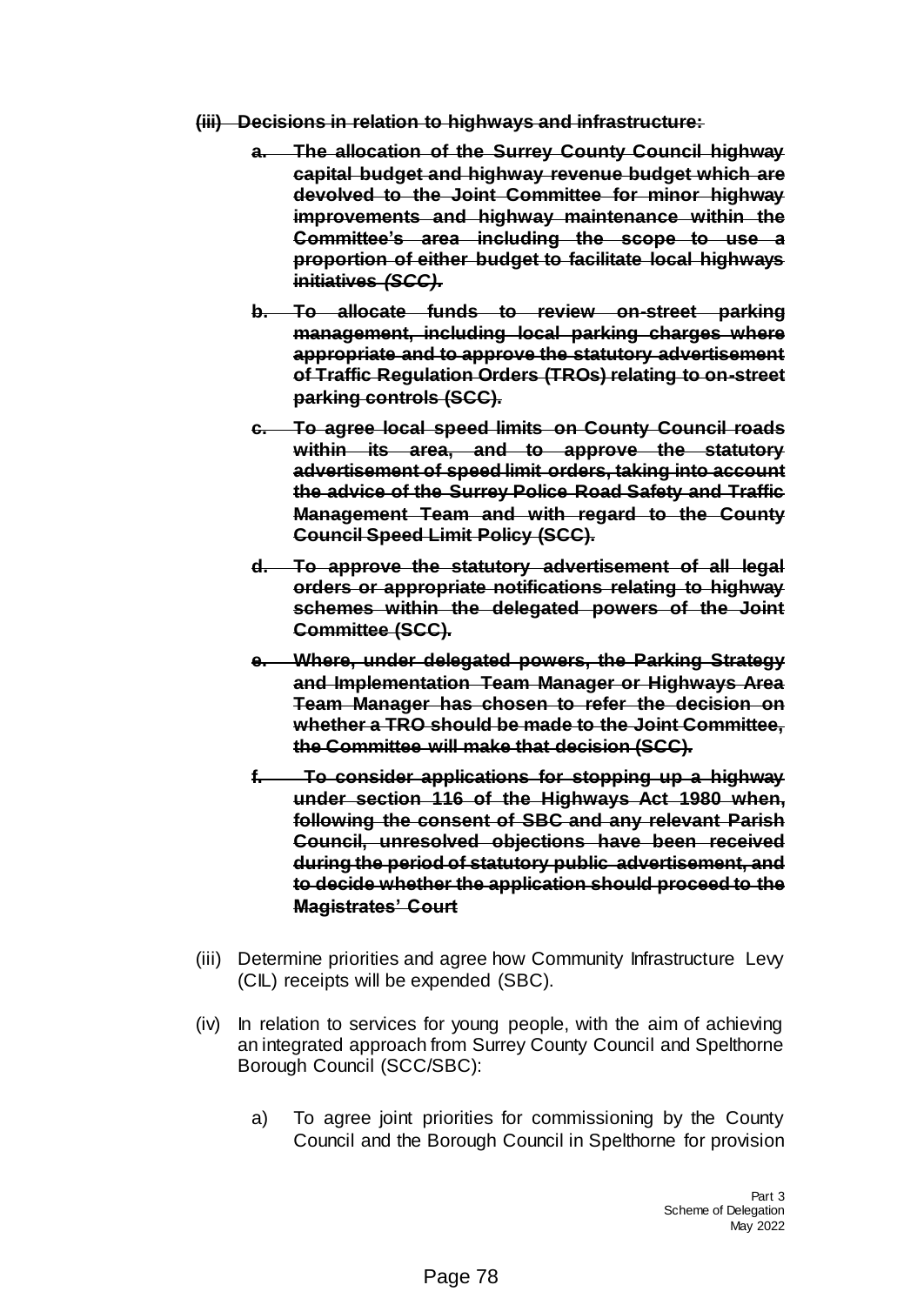~~**(iii) Decisions in relation to highways and infrastructure:**~~

~~**a. The allocation of the Surrey County Council highway capital budget and highway revenue budget which are devolved to the Joint Committee for minor highway improvements and highway maintenance within the Committee's area including the scope to use a proportion of either budget to facilitate local highways initiatives *(SCC)*.**~~

~~**b. To allocate funds to review on-street parking management, including local parking charges where appropriate and to approve the statutory advertisement of Traffic Regulation Orders (TROs) relating to on-street parking controls (SCC).**~~

~~**c. To agree local speed limits on County Council roads within its area, and to approve the statutory advertisement of speed limit orders, taking into account the advice of the Surrey Police Road Safety and Traffic Management Team and with regard to the County Council Speed Limit Policy (SCC).**~~

~~**d. To approve the statutory advertisement of all legal orders or appropriate notifications relating to highway schemes within the delegated powers of the Joint Committee (SCC).**~~

~~**e. Where, under delegated powers, the Parking Strategy and Implementation Team Manager or Highways Area Team Manager has chosen to refer the decision on whether a TRO should be made to the Joint Committee, the Committee will make that decision (SCC).**~~

~~**f. To consider applications for stopping up a highway under section 116 of the Highways Act 1980 when, following the consent of SBC and any relevant Parish Council, unresolved objections have been received during the period of statutory public advertisement, and to decide whether the application should proceed to the Magistrates' Court**~~

(iii) Determine priorities and agree how Community Infrastructure Levy (CIL) receipts will be expended (SBC).

(iv) In relation to services for young people, with the aim of achieving an integrated approach from Surrey County Council and Spelthorne Borough Council (SCC/SBC):

a) To agree joint priorities for commissioning by the County Council and the Borough Council in Spelthorne for provision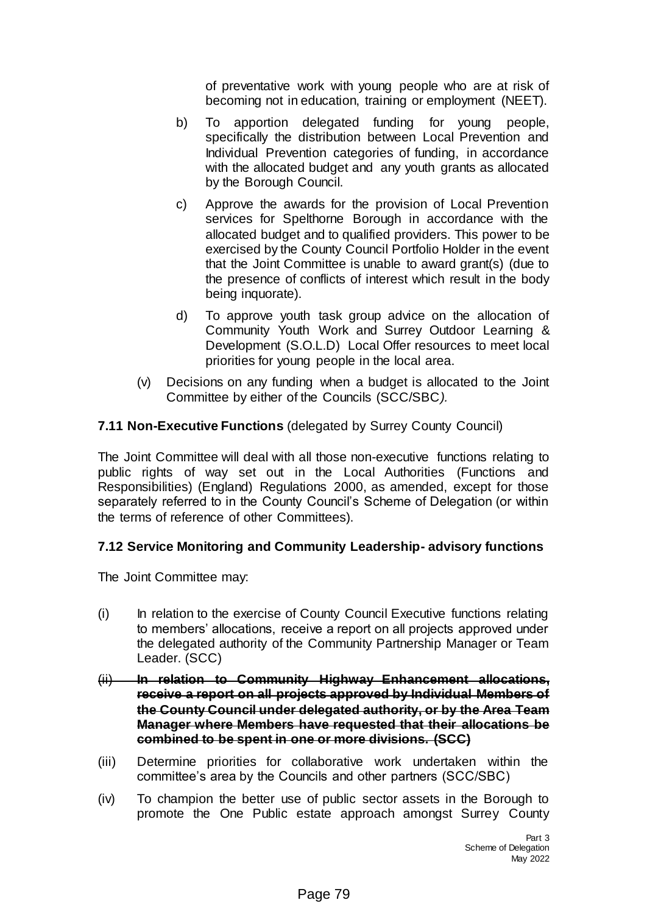of preventative work with young people who are at risk of becoming not in education, training or employment (NEET).

b) To apportion delegated funding for young people, specifically the distribution between Local Prevention and Individual Prevention categories of funding, in accordance with the allocated budget and any youth grants as allocated by the Borough Council.

c) Approve the awards for the provision of Local Prevention services for Spelthorne Borough in accordance with the allocated budget and to qualified providers. This power to be exercised by the County Council Portfolio Holder in the event that the Joint Committee is unable to award grant(s) (due to the presence of conflicts of interest which result in the body being inquorate).

d) To approve youth task group advice on the allocation of Community Youth Work and Surrey Outdoor Learning & Development (S.O.L.D) Local Offer resources to meet local priorities for young people in the local area.

(v) Decisions on any funding when a budget is allocated to the Joint Committee by either of the Councils (SCC/SBC*)*.

**7.11 Non-Executive Functions** (delegated by Surrey County Council)

The Joint Committee will deal with all those non-executive functions relating to public rights of way set out in the Local Authorities (Functions and Responsibilities) (England) Regulations 2000, as amended, except for those separately referred to in the County Council's Scheme of Delegation (or within the terms of reference of other Committees).

**7.12 Service Monitoring and Community Leadership- advisory functions**

The Joint Committee may:

(i) In relation to the exercise of County Council Executive functions relating to members' allocations, receive a report on all projects approved under the delegated authority of the Community Partnership Manager or Team Leader. (SCC)

~~(ii) **In relation to Community Highway Enhancement allocations, receive a report on all projects approved by Individual Members of the County Council under delegated authority, or by the Area Team Manager where Members have requested that their allocations be combined to be spent in one or more divisions. (SCC)**~~

(iii) Determine priorities for collaborative work undertaken within the committee's area by the Councils and other partners (SCC/SBC)

(iv) To champion the better use of public sector assets in the Borough to promote the One Public estate approach amongst Surrey County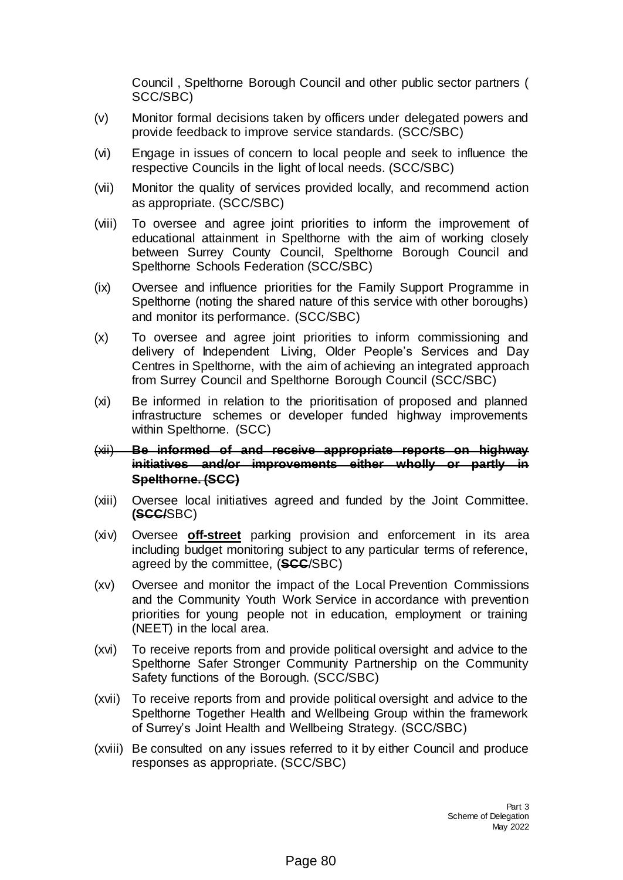Council , Spelthorne Borough Council and other public sector partners ( SCC/SBC)

(v) Monitor formal decisions taken by officers under delegated powers and provide feedback to improve service standards. (SCC/SBC)

(vi) Engage in issues of concern to local people and seek to influence the respective Councils in the light of local needs. (SCC/SBC)

(vii) Monitor the quality of services provided locally, and recommend action as appropriate. (SCC/SBC)

(viii) To oversee and agree joint priorities to inform the improvement of educational attainment in Spelthorne with the aim of working closely between Surrey County Council, Spelthorne Borough Council and Spelthorne Schools Federation (SCC/SBC)

(ix) Oversee and influence priorities for the Family Support Programme in Spelthorne (noting the shared nature of this service with other boroughs) and monitor its performance. (SCC/SBC)

(x) To oversee and agree joint priorities to inform commissioning and delivery of Independent Living, Older People's Services and Day Centres in Spelthorne, with the aim of achieving an integrated approach from Surrey Council and Spelthorne Borough Council (SCC/SBC)

(xi) Be informed in relation to the prioritisation of proposed and planned infrastructure schemes or developer funded highway improvements within Spelthorne. (SCC)

~~(xii)~~ ~~**Be informed of and receive appropriate reports on highway initiatives and/or improvements either wholly or partly in Spelthorne. (SCC)**~~

(xiii) Oversee local initiatives agreed and funded by the Joint Committee. **(~~SCC/~~**SBC)

(xiv) Oversee **off-street** parking provision and enforcement in its area including budget monitoring subject to any particular terms of reference, agreed by the committee, (**~~SCC~~**/SBC)

(xv) Oversee and monitor the impact of the Local Prevention Commissions and the Community Youth Work Service in accordance with prevention priorities for young people not in education, employment or training (NEET) in the local area.

(xvi) To receive reports from and provide political oversight and advice to the Spelthorne Safer Stronger Community Partnership on the Community Safety functions of the Borough. (SCC/SBC)

(xvii) To receive reports from and provide political oversight and advice to the Spelthorne Together Health and Wellbeing Group within the framework of Surrey's Joint Health and Wellbeing Strategy. (SCC/SBC)

(xviii) Be consulted on any issues referred to it by either Council and produce responses as appropriate. (SCC/SBC)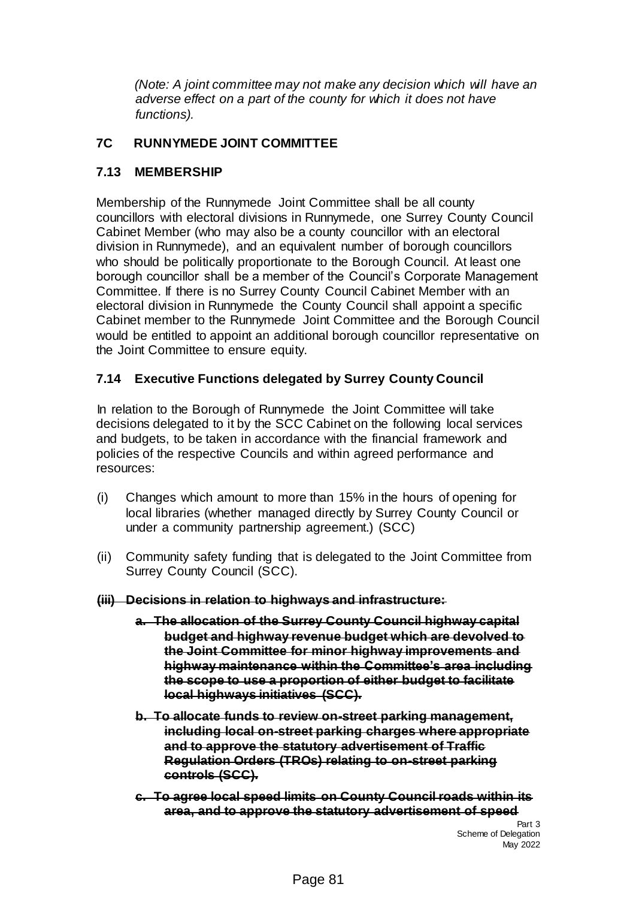*(Note: A joint committee may not make any decision which will have an adverse effect on a part of the county for which it does not have functions).*

## 7C RUNNYMEDE JOINT COMMITTEE

### 7.13 MEMBERSHIP

Membership of the Runnymede Joint Committee shall be all county councillors with electoral divisions in Runnymede, one Surrey County Council Cabinet Member (who may also be a county councillor with an electoral division in Runnymede), and an equivalent number of borough councillors who should be politically proportionate to the Borough Council. At least one borough councillor shall be a member of the Council's Corporate Management Committee. If there is no Surrey County Council Cabinet Member with an electoral division in Runnymede the County Council shall appoint a specific Cabinet member to the Runnymede Joint Committee and the Borough Council would be entitled to appoint an additional borough councillor representative on the Joint Committee to ensure equity.

### 7.14 Executive Functions delegated by Surrey County Council

In relation to the Borough of Runnymede the Joint Committee will take decisions delegated to it by the SCC Cabinet on the following local services and budgets, to be taken in accordance with the financial framework and policies of the respective Councils and within agreed performance and resources:

(i) Changes which amount to more than 15% in the hours of opening for local libraries (whether managed directly by Surrey County Council or under a community partnership agreement.) (SCC)

(ii) Community safety funding that is delegated to the Joint Committee from Surrey County Council (SCC).

~~**(iii) Decisions in relation to highways and infrastructure:**~~

~~**a. The allocation of the Surrey County Council highway capital budget and highway revenue budget which are devolved to the Joint Committee for minor highway improvements and highway maintenance within the Committee's area including the scope to use a proportion of either budget to facilitate local highways initiatives (SCC).**~~

~~**b. To allocate funds to review on-street parking management, including local on-street parking charges where appropriate and to approve the statutory advertisement of Traffic Regulation Orders (TROs) relating to on-street parking controls (SCC).**~~

~~**c. To agree local speed limits on County Council roads within its area, and to approve the statutory advertisement of speed**~~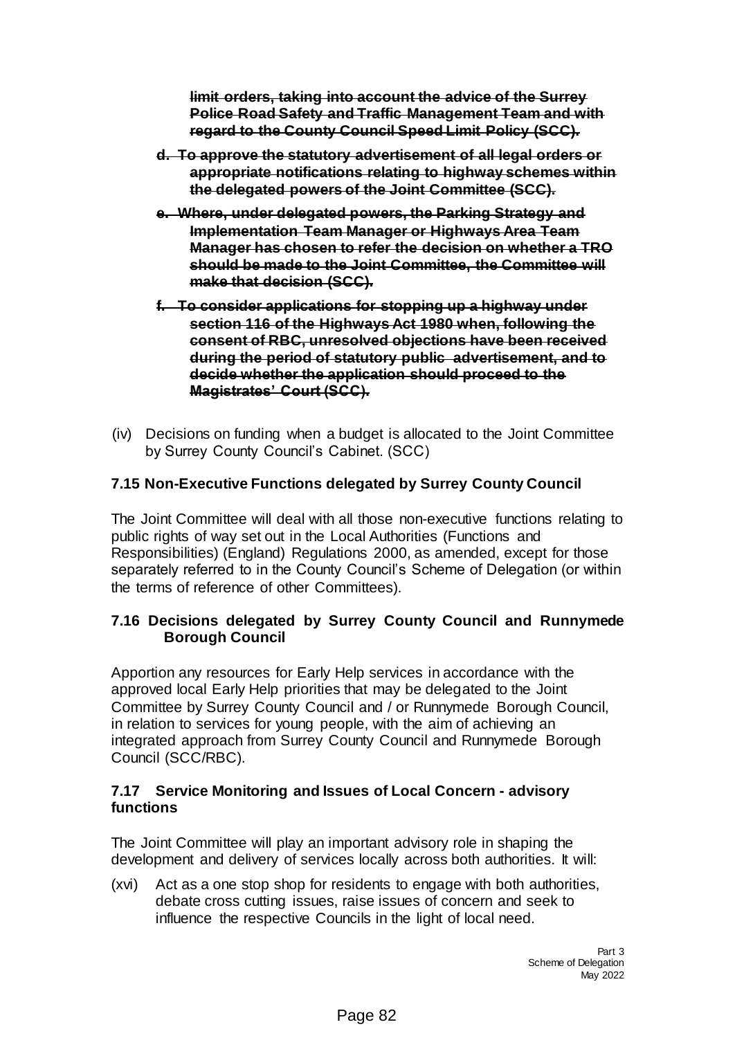~~**limit orders, taking into account the advice of the Surrey Police Road Safety and Traffic Management Team and with regard to the County Council Speed Limit Policy (SCC).**~~

~~**d. To approve the statutory advertisement of all legal orders or appropriate notifications relating to highway schemes within the delegated powers of the Joint Committee (SCC).**~~

~~**e. Where, under delegated powers, the Parking Strategy and Implementation Team Manager or Highways Area Team Manager has chosen to refer the decision on whether a TRO should be made to the Joint Committee, the Committee will make that decision (SCC).**~~

~~**f. To consider applications for stopping up a highway under section 116 of the Highways Act 1980 when, following the consent of RBC, unresolved objections have been received during the period of statutory public advertisement, and to decide whether the application should proceed to the Magistrates' Court (SCC).**~~

(iv) Decisions on funding when a budget is allocated to the Joint Committee by Surrey County Council's Cabinet. (SCC)

### 7.15 Non-Executive Functions delegated by Surrey County Council

The Joint Committee will deal with all those non-executive functions relating to public rights of way set out in the Local Authorities (Functions and Responsibilities) (England) Regulations 2000, as amended, except for those separately referred to in the County Council's Scheme of Delegation (or within the terms of reference of other Committees).

### 7.16 Decisions delegated by Surrey County Council and Runnymede Borough Council

Apportion any resources for Early Help services in accordance with the approved local Early Help priorities that may be delegated to the Joint Committee by Surrey County Council and / or Runnymede Borough Council, in relation to services for young people, with the aim of achieving an integrated approach from Surrey County Council and Runnymede Borough Council (SCC/RBC).

### 7.17 Service Monitoring and Issues of Local Concern - advisory functions

The Joint Committee will play an important advisory role in shaping the development and delivery of services locally across both authorities. It will:

(xvi) Act as a one stop shop for residents to engage with both authorities, debate cross cutting issues, raise issues of concern and seek to influence the respective Councils in the light of local need.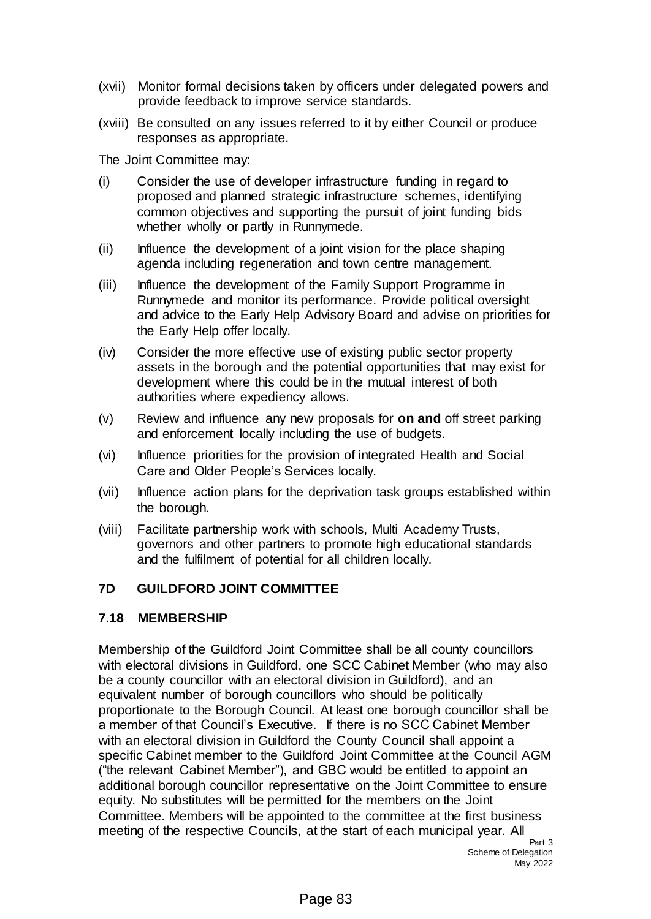(xvii) Monitor formal decisions taken by officers under delegated powers and provide feedback to improve service standards.

(xviii) Be consulted on any issues referred to it by either Council or produce responses as appropriate.

The Joint Committee may:

(i) Consider the use of developer infrastructure funding in regard to proposed and planned strategic infrastructure schemes, identifying common objectives and supporting the pursuit of joint funding bids whether wholly or partly in Runnymede.

(ii) Influence the development of a joint vision for the place shaping agenda including regeneration and town centre management.

(iii) Influence the development of the Family Support Programme in Runnymede and monitor its performance. Provide political oversight and advice to the Early Help Advisory Board and advise on priorities for the Early Help offer locally.

(iv) Consider the more effective use of existing public sector property assets in the borough and the potential opportunities that may exist for development where this could be in the mutual interest of both authorities where expediency allows.

(v) Review and influence any new proposals for ~~**on and**~~ off street parking and enforcement locally including the use of budgets.

(vi) Influence priorities for the provision of integrated Health and Social Care and Older People's Services locally.

(vii) Influence action plans for the deprivation task groups established within the borough.

(viii) Facilitate partnership work with schools, Multi Academy Trusts, governors and other partners to promote high educational standards and the fulfilment of potential for all children locally.

## 7D GUILDFORD JOINT COMMITTEE

### 7.18 MEMBERSHIP

Membership of the Guildford Joint Committee shall be all county councillors with electoral divisions in Guildford, one SCC Cabinet Member (who may also be a county councillor with an electoral division in Guildford), and an equivalent number of borough councillors who should be politically proportionate to the Borough Council. At least one borough councillor shall be a member of that Council's Executive. If there is no SCC Cabinet Member with an electoral division in Guildford the County Council shall appoint a specific Cabinet member to the Guildford Joint Committee at the Council AGM ("the relevant Cabinet Member"), and GBC would be entitled to appoint an additional borough councillor representative on the Joint Committee to ensure equity. No substitutes will be permitted for the members on the Joint Committee. Members will be appointed to the committee at the first business meeting of the respective Councils, at the start of each municipal year. All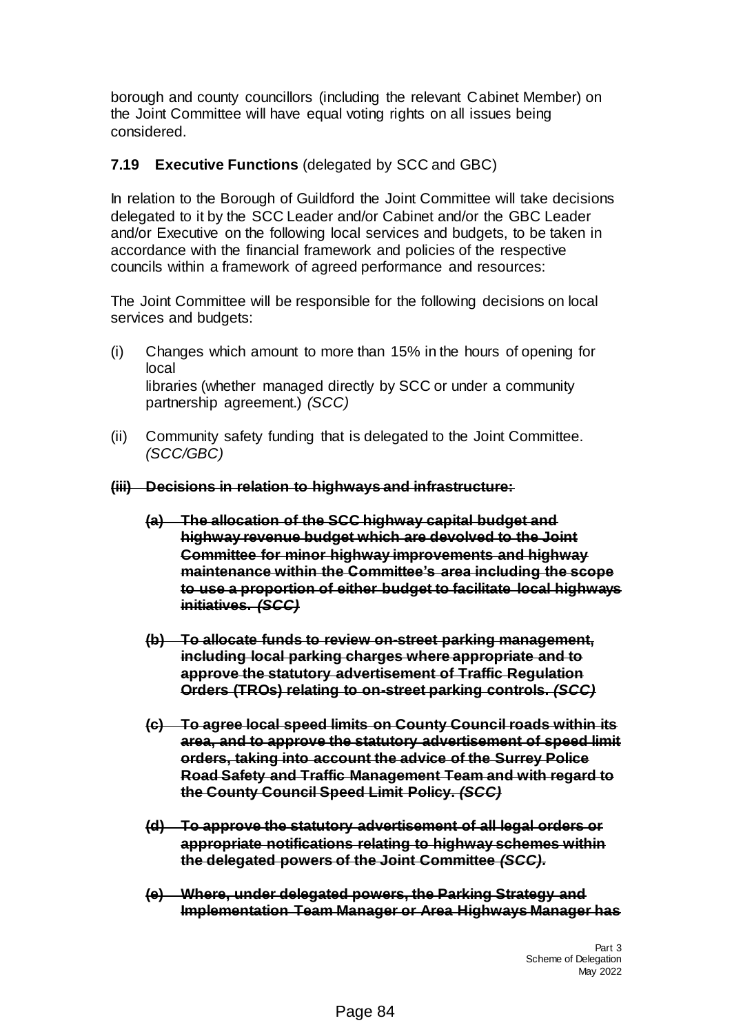borough and county councillors (including the relevant Cabinet Member) on the Joint Committee will have equal voting rights on all issues being considered.

**7.19 Executive Functions** (delegated by SCC and GBC)

In relation to the Borough of Guildford the Joint Committee will take decisions delegated to it by the SCC Leader and/or Cabinet and/or the GBC Leader and/or Executive on the following local services and budgets, to be taken in accordance with the financial framework and policies of the respective councils within a framework of agreed performance and resources:

The Joint Committee will be responsible for the following decisions on local services and budgets:

(i) Changes which amount to more than 15% in the hours of opening for local libraries (whether managed directly by SCC or under a community partnership agreement.) *(SCC)*

(ii) Community safety funding that is delegated to the Joint Committee. *(SCC/GBC)*

~~**(iii) Decisions in relation to highways and infrastructure:**~~

~~**(a) The allocation of the SCC highway capital budget and highway revenue budget which are devolved to the Joint Committee for minor highway improvements and highway maintenance within the Committee's area including the scope to use a proportion of either budget to facilitate local highways initiatives.** ***(SCC)***~~

~~**(b) To allocate funds to review on-street parking management, including local parking charges where appropriate and to approve the statutory advertisement of Traffic Regulation Orders (TROs) relating to on-street parking controls.** ***(SCC)***~~

~~**(c) To agree local speed limits on County Council roads within its area, and to approve the statutory advertisement of speed limit orders, taking into account the advice of the Surrey Police Road Safety and Traffic Management Team and with regard to the County Council Speed Limit Policy.** ***(SCC)***~~

~~**(d) To approve the statutory advertisement of all legal orders or appropriate notifications relating to highway schemes within the delegated powers of the Joint Committee** ***(SCC).***~~

~~**(e) Where, under delegated powers, the Parking Strategy and Implementation Team Manager or Area Highways Manager has**~~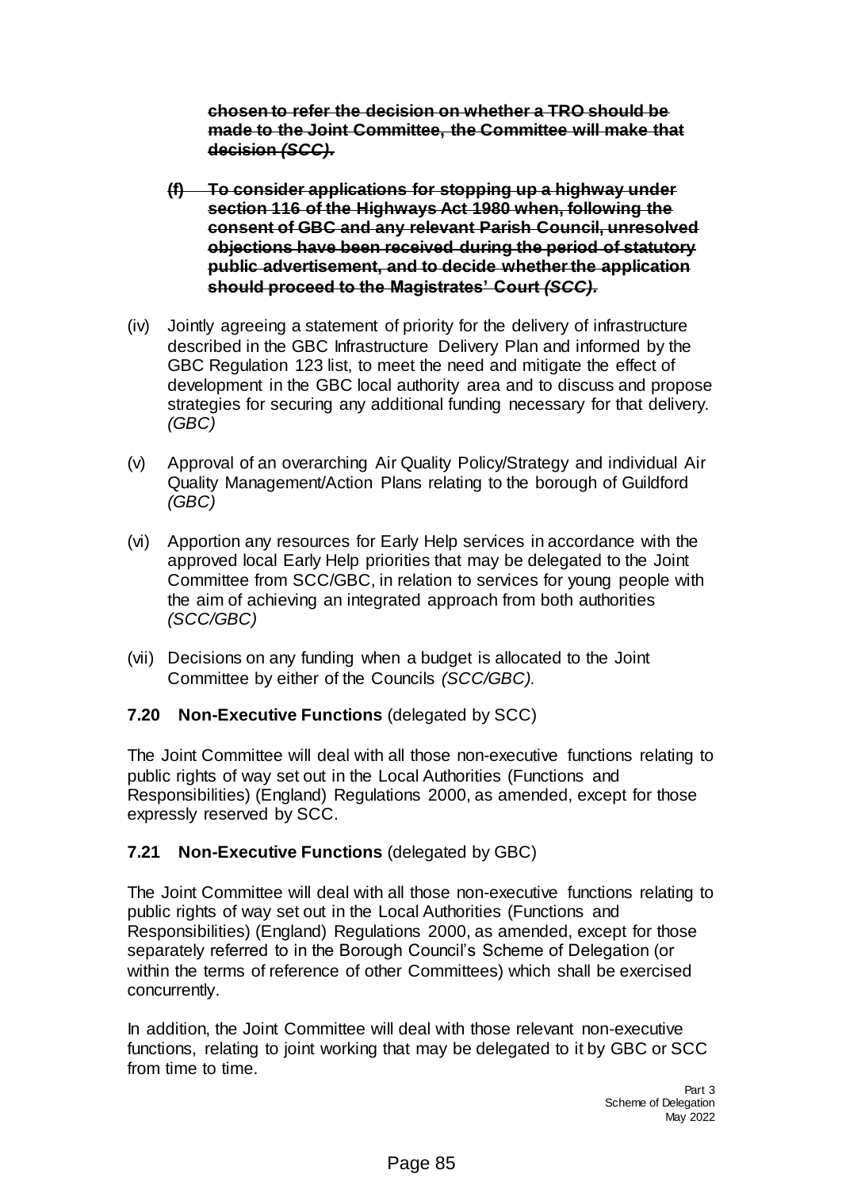~~**chosen to refer the decision on whether a TRO should be made to the Joint Committee, the Committee will make that decision *(SCC).***~~

~~**(f) To consider applications for stopping up a highway under section 116 of the Highways Act 1980 when, following the consent of GBC and any relevant Parish Council, unresolved objections have been received during the period of statutory public advertisement, and to decide whether the application should proceed to the Magistrates' Court *(SCC).***~~

(iv) Jointly agreeing a statement of priority for the delivery of infrastructure described in the GBC Infrastructure Delivery Plan and informed by the GBC Regulation 123 list, to meet the need and mitigate the effect of development in the GBC local authority area and to discuss and propose strategies for securing any additional funding necessary for that delivery. *(GBC)*

(v) Approval of an overarching Air Quality Policy/Strategy and individual Air Quality Management/Action Plans relating to the borough of Guildford *(GBC)*

(vi) Apportion any resources for Early Help services in accordance with the approved local Early Help priorities that may be delegated to the Joint Committee from SCC/GBC, in relation to services for young people with the aim of achieving an integrated approach from both authorities *(SCC/GBC)*

(vii) Decisions on any funding when a budget is allocated to the Joint Committee by either of the Councils *(SCC/GBC).*

**7.20 Non-Executive Functions** (delegated by SCC)

The Joint Committee will deal with all those non-executive functions relating to public rights of way set out in the Local Authorities (Functions and Responsibilities) (England) Regulations 2000, as amended, except for those expressly reserved by SCC.

**7.21 Non-Executive Functions** (delegated by GBC)

The Joint Committee will deal with all those non-executive functions relating to public rights of way set out in the Local Authorities (Functions and Responsibilities) (England) Regulations 2000, as amended, except for those separately referred to in the Borough Council's Scheme of Delegation (or within the terms of reference of other Committees) which shall be exercised concurrently.

In addition, the Joint Committee will deal with those relevant non-executive functions, relating to joint working that may be delegated to it by GBC or SCC from time to time.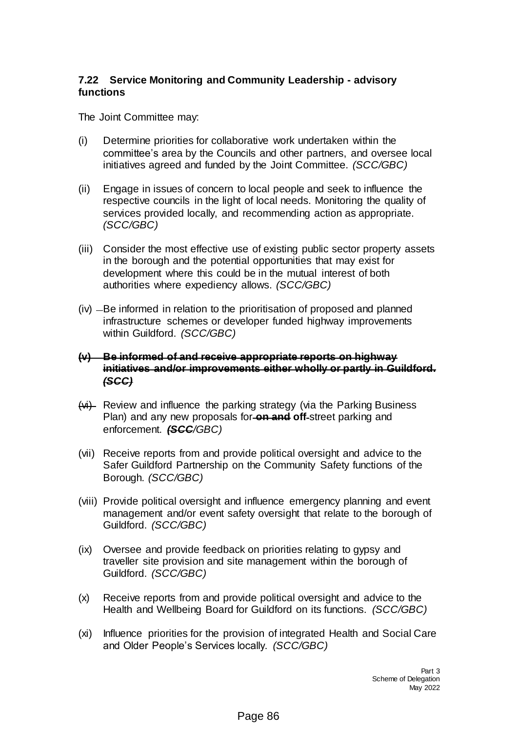### 7.22 Service Monitoring and Community Leadership - advisory functions

The Joint Committee may:

(i) Determine priorities for collaborative work undertaken within the committee's area by the Councils and other partners, and oversee local initiatives agreed and funded by the Joint Committee. *(SCC/GBC)*

(ii) Engage in issues of concern to local people and seek to influence the respective councils in the light of local needs. Monitoring the quality of services provided locally, and recommending action as appropriate. *(SCC/GBC)*

(iii) Consider the most effective use of existing public sector property assets in the borough and the potential opportunities that may exist for development where this could be in the mutual interest of both authorities where expediency allows. *(SCC/GBC)*

(iv) Be informed in relation to the prioritisation of proposed and planned infrastructure schemes or developer funded highway improvements within Guildford. *(SCC/GBC)*

~~**(v) Be informed of and receive appropriate reports on highway initiatives and/or improvements either wholly or partly in Guildford.** ***(SCC)***~~

~~(vi)~~ Review and influence the parking strategy (via the Parking Business Plan) and any new proposals for ~~**on and**~~ **off**-street parking and enforcement. ***~~(SCC~~***/*GBC)*

(vii) Receive reports from and provide political oversight and advice to the Safer Guildford Partnership on the Community Safety functions of the Borough. *(SCC/GBC)*

(viii) Provide political oversight and influence emergency planning and event management and/or event safety oversight that relate to the borough of Guildford. *(SCC/GBC)*

(ix) Oversee and provide feedback on priorities relating to gypsy and traveller site provision and site management within the borough of Guildford. *(SCC/GBC)*

(x) Receive reports from and provide political oversight and advice to the Health and Wellbeing Board for Guildford on its functions. *(SCC/GBC)*

(xi) Influence priorities for the provision of integrated Health and Social Care and Older People's Services locally. *(SCC/GBC)*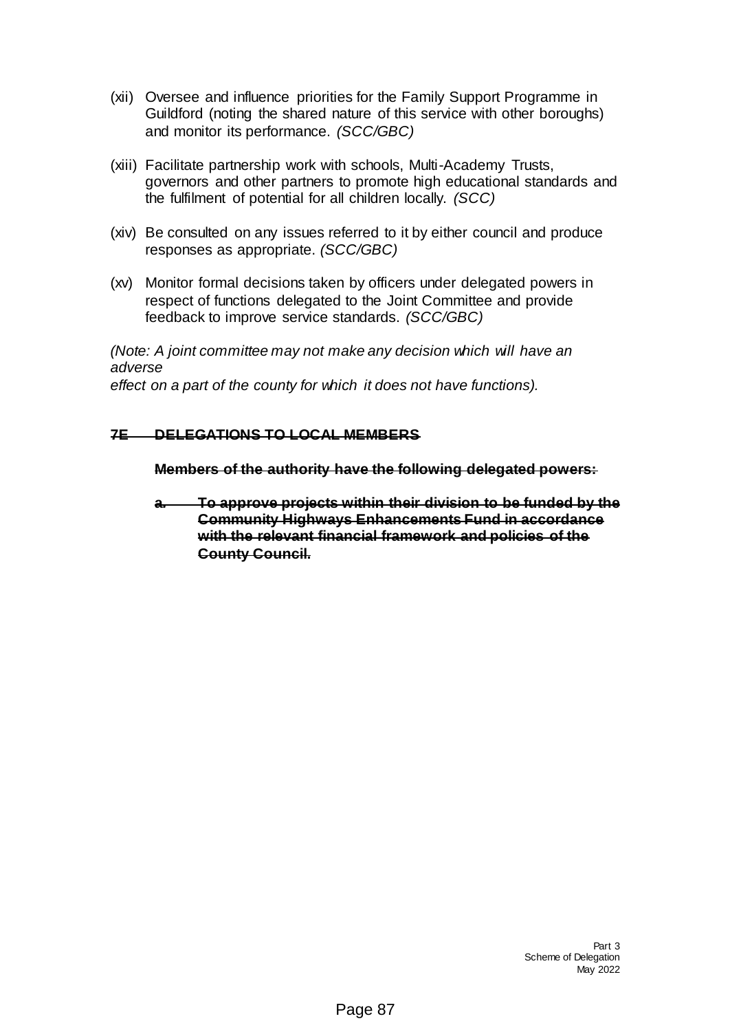(xii) Oversee and influence priorities for the Family Support Programme in Guildford (noting the shared nature of this service with other boroughs) and monitor its performance. *(SCC/GBC)*

(xiii) Facilitate partnership work with schools, Multi-Academy Trusts, governors and other partners to promote high educational standards and the fulfilment of potential for all children locally. *(SCC)*

(xiv) Be consulted on any issues referred to it by either council and produce responses as appropriate. *(SCC/GBC)*

(xv) Monitor formal decisions taken by officers under delegated powers in respect of functions delegated to the Joint Committee and provide feedback to improve service standards. *(SCC/GBC)*

*(Note: A joint committee may not make any decision which will have an adverse effect on a part of the county for which it does not have functions).*

## ~~7E DELEGATIONS TO LOCAL MEMBERS~~

~~**Members of the authority have the following delegated powers:**~~

~~**a. To approve projects within their division to be funded by the Community Highways Enhancements Fund in accordance with the relevant financial framework and policies of the County Council.**~~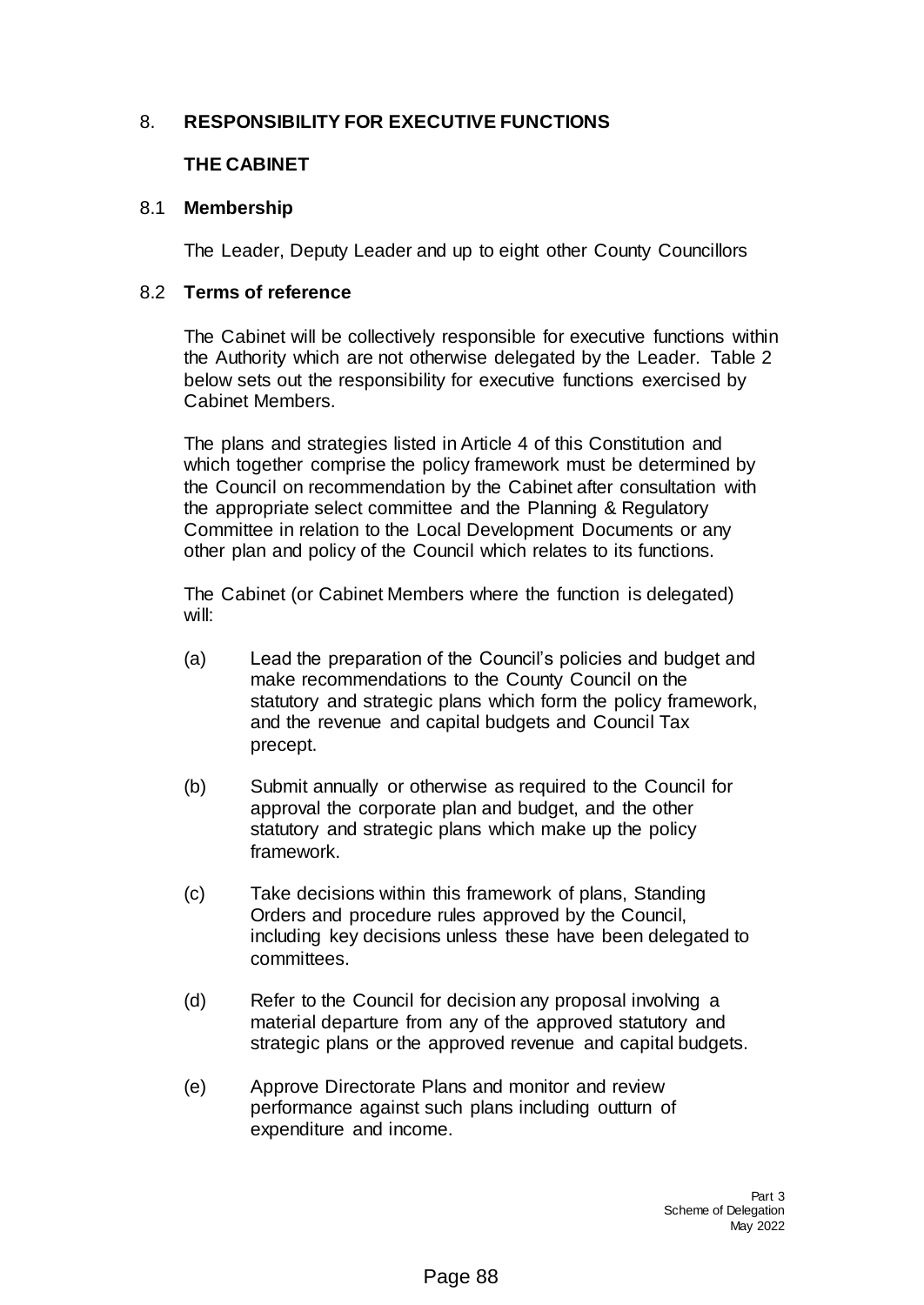## 8. RESPONSIBILITY FOR EXECUTIVE FUNCTIONS

### THE CABINET

### 8.1 Membership

The Leader, Deputy Leader and up to eight other County Councillors

### 8.2 Terms of reference

The Cabinet will be collectively responsible for executive functions within the Authority which are not otherwise delegated by the Leader. Table 2 below sets out the responsibility for executive functions exercised by Cabinet Members.

The plans and strategies listed in Article 4 of this Constitution and which together comprise the policy framework must be determined by the Council on recommendation by the Cabinet after consultation with the appropriate select committee and the Planning & Regulatory Committee in relation to the Local Development Documents or any other plan and policy of the Council which relates to its functions.

The Cabinet (or Cabinet Members where the function is delegated) will:

(a) Lead the preparation of the Council's policies and budget and make recommendations to the County Council on the statutory and strategic plans which form the policy framework, and the revenue and capital budgets and Council Tax precept.

(b) Submit annually or otherwise as required to the Council for approval the corporate plan and budget, and the other statutory and strategic plans which make up the policy framework.

(c) Take decisions within this framework of plans, Standing Orders and procedure rules approved by the Council, including key decisions unless these have been delegated to committees.

(d) Refer to the Council for decision any proposal involving a material departure from any of the approved statutory and strategic plans or the approved revenue and capital budgets.

(e) Approve Directorate Plans and monitor and review performance against such plans including outturn of expenditure and income.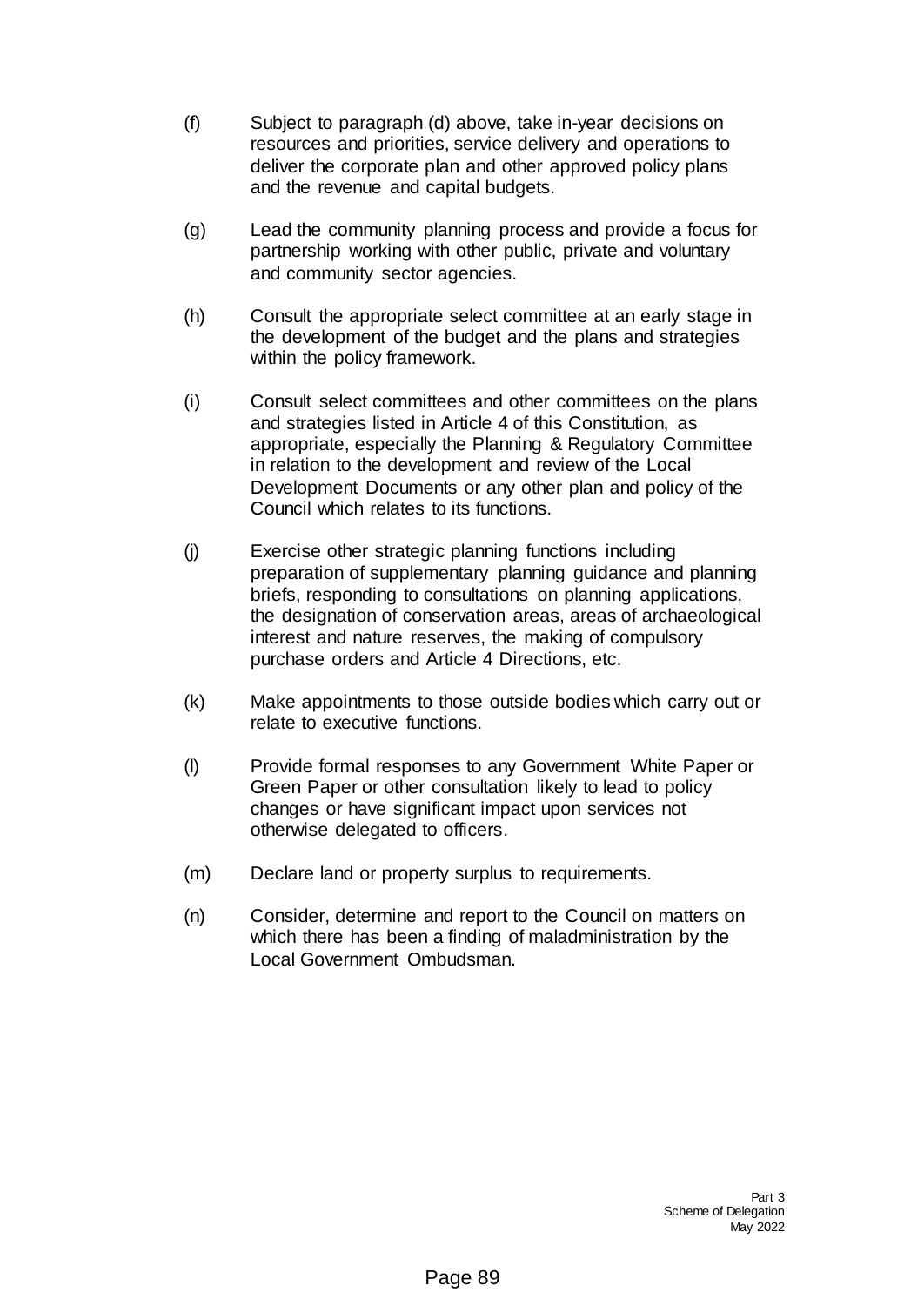(f) Subject to paragraph (d) above, take in-year decisions on resources and priorities, service delivery and operations to deliver the corporate plan and other approved policy plans and the revenue and capital budgets.

(g) Lead the community planning process and provide a focus for partnership working with other public, private and voluntary and community sector agencies.

(h) Consult the appropriate select committee at an early stage in the development of the budget and the plans and strategies within the policy framework.

(i) Consult select committees and other committees on the plans and strategies listed in Article 4 of this Constitution, as appropriate, especially the Planning & Regulatory Committee in relation to the development and review of the Local Development Documents or any other plan and policy of the Council which relates to its functions.

(j) Exercise other strategic planning functions including preparation of supplementary planning guidance and planning briefs, responding to consultations on planning applications, the designation of conservation areas, areas of archaeological interest and nature reserves, the making of compulsory purchase orders and Article 4 Directions, etc.

(k) Make appointments to those outside bodies which carry out or relate to executive functions.

(l) Provide formal responses to any Government White Paper or Green Paper or other consultation likely to lead to policy changes or have significant impact upon services not otherwise delegated to officers.

(m) Declare land or property surplus to requirements.

(n) Consider, determine and report to the Council on matters on which there has been a finding of maladministration by the Local Government Ombudsman.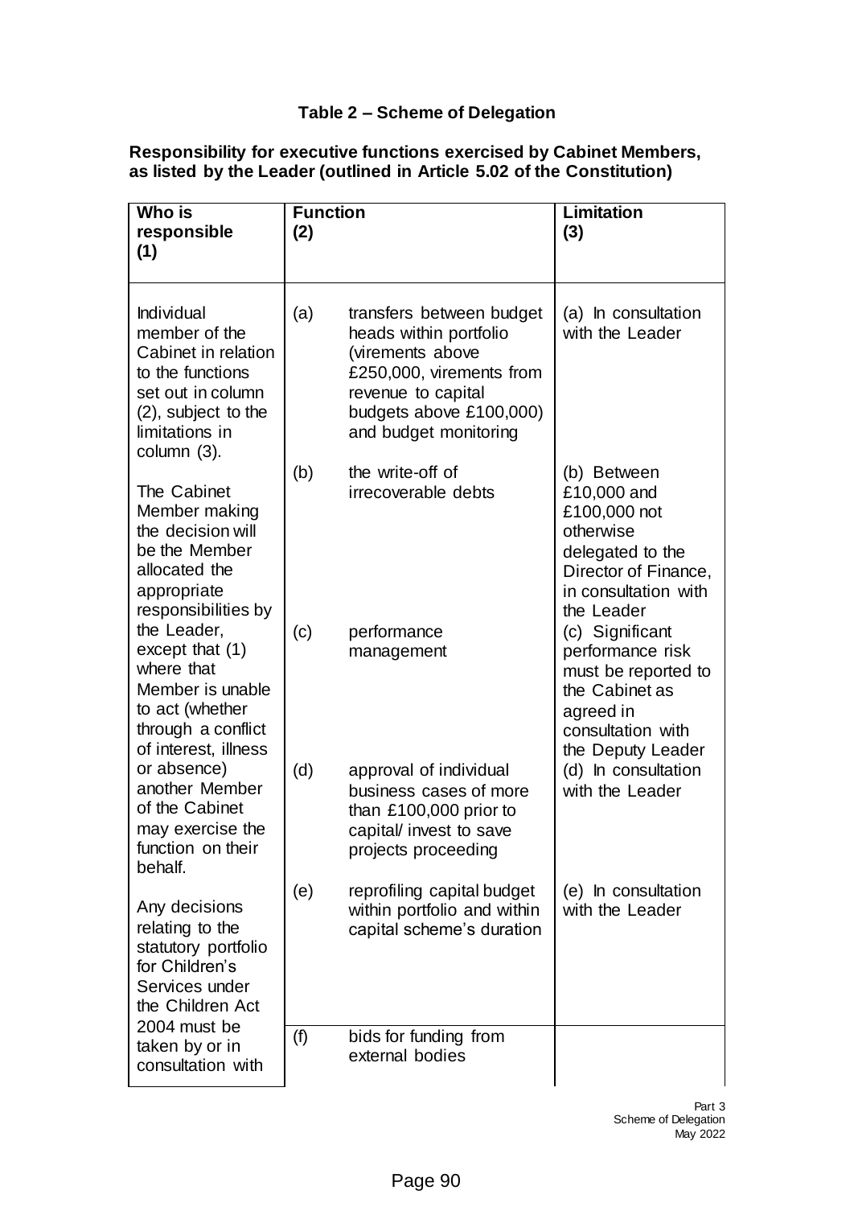### Table 2 – Scheme of Delegation

**Responsibility for executive functions exercised by Cabinet Members, as listed by the Leader (outlined in Article 5.02 of the Constitution)**

| Who is responsible (1) | Function (2) | Limitation (3) |
|---|---|---|
| Individual member of the Cabinet in relation to the functions set out in column (2), subject to the limitations in column (3).<br><br>The Cabinet Member making the decision will be the Member allocated the appropriate responsibilities by the Leader, except that (1) where that Member is unable to act (whether through a conflict of interest, illness or absence) another Member of the Cabinet may exercise the function on their behalf.<br><br>Any decisions relating to the statutory portfolio for Children's Services under the Children Act 2004 must be taken by or in consultation with | (a) transfers between budget heads within portfolio (virements above £250,000, virements from revenue to capital budgets above £100,000) and budget monitoring | (a) In consultation with the Leader |
| | (b) the write-off of irrecoverable debts | (b) Between £10,000 and £100,000 not otherwise delegated to the Director of Finance, in consultation with the Leader |
| | (c) performance management | (c) Significant performance risk must be reported to the Cabinet as agreed in consultation with the Deputy Leader |
| | (d) approval of individual business cases of more than £100,000 prior to capital/ invest to save projects proceeding | (d) In consultation with the Leader |
| | (e) reprofiling capital budget within portfolio and within capital scheme's duration | (e) In consultation with the Leader |
| | (f) bids for funding from external bodies | |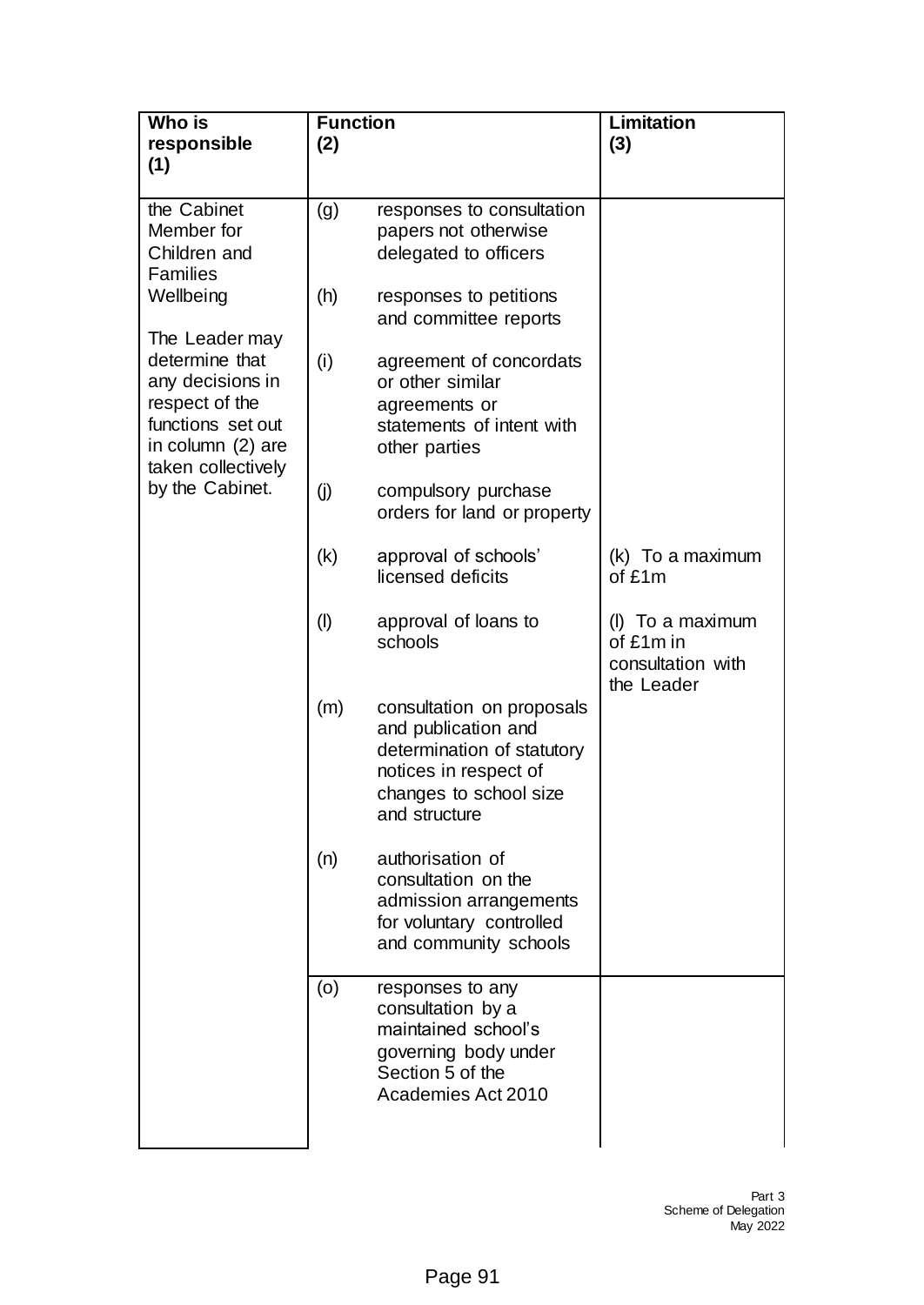| Who is responsible (1) | Function (2) | Limitation (3) |
|---|---|---|
| the Cabinet Member for Children and Families Wellbeing<br><br>The Leader may determine that any decisions in respect of the functions set out in column (2) are taken collectively by the Cabinet. | (g) responses to consultation papers not otherwise delegated to officers | |
| | (h) responses to petitions and committee reports | |
| | (i) agreement of concordats or other similar agreements or statements of intent with other parties | |
| | (j) compulsory purchase orders for land or property | |
| | (k) approval of schools' licensed deficits | (k) To a maximum of £1m |
| | (l) approval of loans to schools | (l) To a maximum of £1m in consultation with the Leader |
| | (m) consultation on proposals and publication and determination of statutory notices in respect of changes to school size and structure | |
| | (n) authorisation of consultation on the admission arrangements for voluntary controlled and community schools | |
| | (o) responses to any consultation by a maintained school's governing body under Section 5 of the Academies Act 2010 | |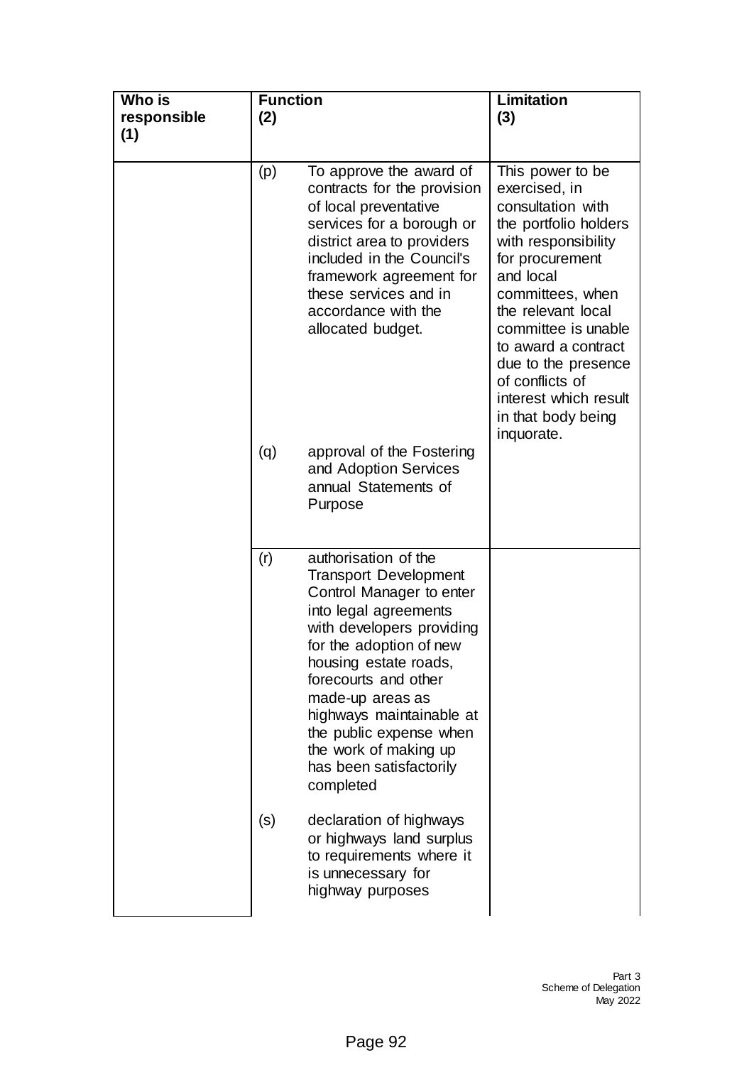| Who is responsible (1) | Function (2) | Limitation (3) |
|---|---|---|
| | (p) To approve the award of contracts for the provision of local preventative services for a borough or district area to providers included in the Council's framework agreement for these services and in accordance with the allocated budget. | This power to be exercised, in consultation with the portfolio holders with responsibility for procurement and local committees, when the relevant local committee is unable to award a contract due to the presence of conflicts of interest which result in that body being inquorate. |
| | (q) approval of the Fostering and Adoption Services annual Statements of Purpose | |
| | (r) authorisation of the Transport Development Control Manager to enter into legal agreements with developers providing for the adoption of new housing estate roads, forecourts and other made-up areas as highways maintainable at the public expense when the work of making up has been satisfactorily completed | |
| | (s) declaration of highways or highways land surplus to requirements where it is unnecessary for highway purposes | |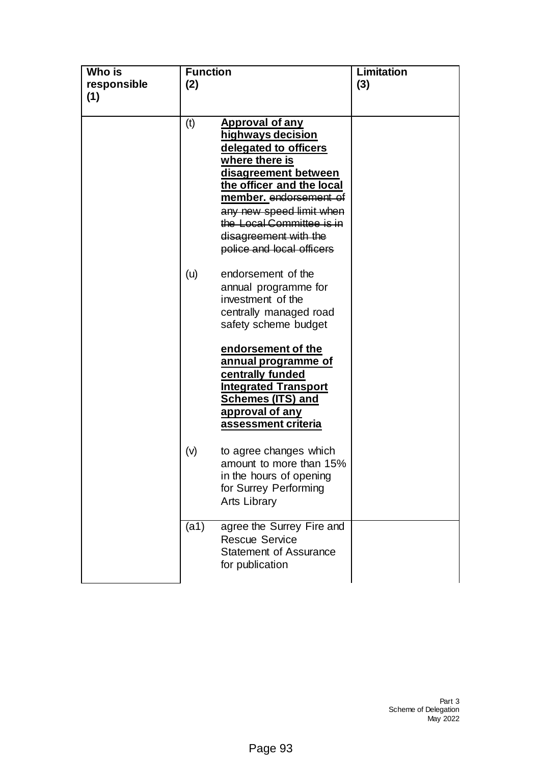| Who is responsible (1) | Function (2) | Limitation (3) |
|---|---|---|
| | (t) **<u>Approval of any highways decision delegated to officers where there is disagreement between the officer and the local member.</u>** ~~endorsement of any new speed limit when the Local Committee is in disagreement with the police and local officers~~ | |
| | (u) endorsement of the annual programme for investment of the centrally managed road safety scheme budget<br><br>**<u>endorsement of the annual programme of centrally funded Integrated Transport Schemes (ITS) and approval of any assessment criteria</u>** | |
| | (v) to agree changes which amount to more than 15% in the hours of opening for Surrey Performing Arts Library | |
| | (a1) agree the Surrey Fire and Rescue Service Statement of Assurance for publication | |

Part 3
Scheme of Delegation
May 2022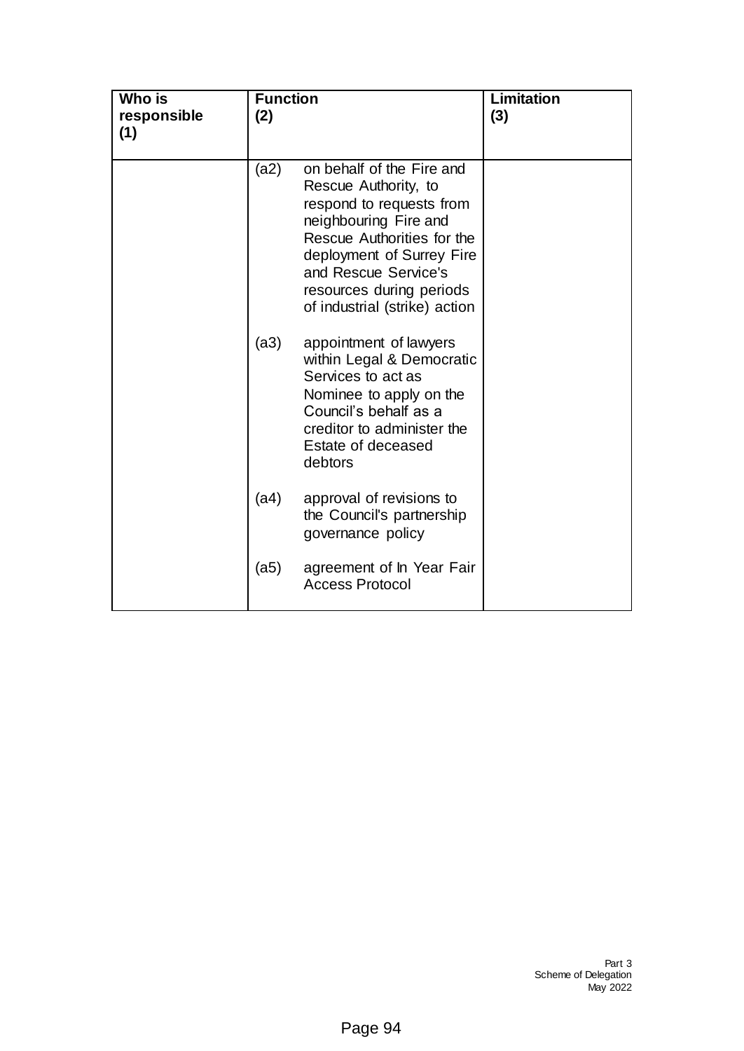| Who is responsible (1) | Function (2) | Limitation (3) |
|---|---|---|
| | (a2) on behalf of the Fire and Rescue Authority, to respond to requests from neighbouring Fire and Rescue Authorities for the deployment of Surrey Fire and Rescue Service's resources during periods of industrial (strike) action<br><br>(a3) appointment of lawyers within Legal & Democratic Services to act as Nominee to apply on the Council's behalf as a creditor to administer the Estate of deceased debtors<br><br>(a4) approval of revisions to the Council's partnership governance policy<br><br>(a5) agreement of In Year Fair Access Protocol | |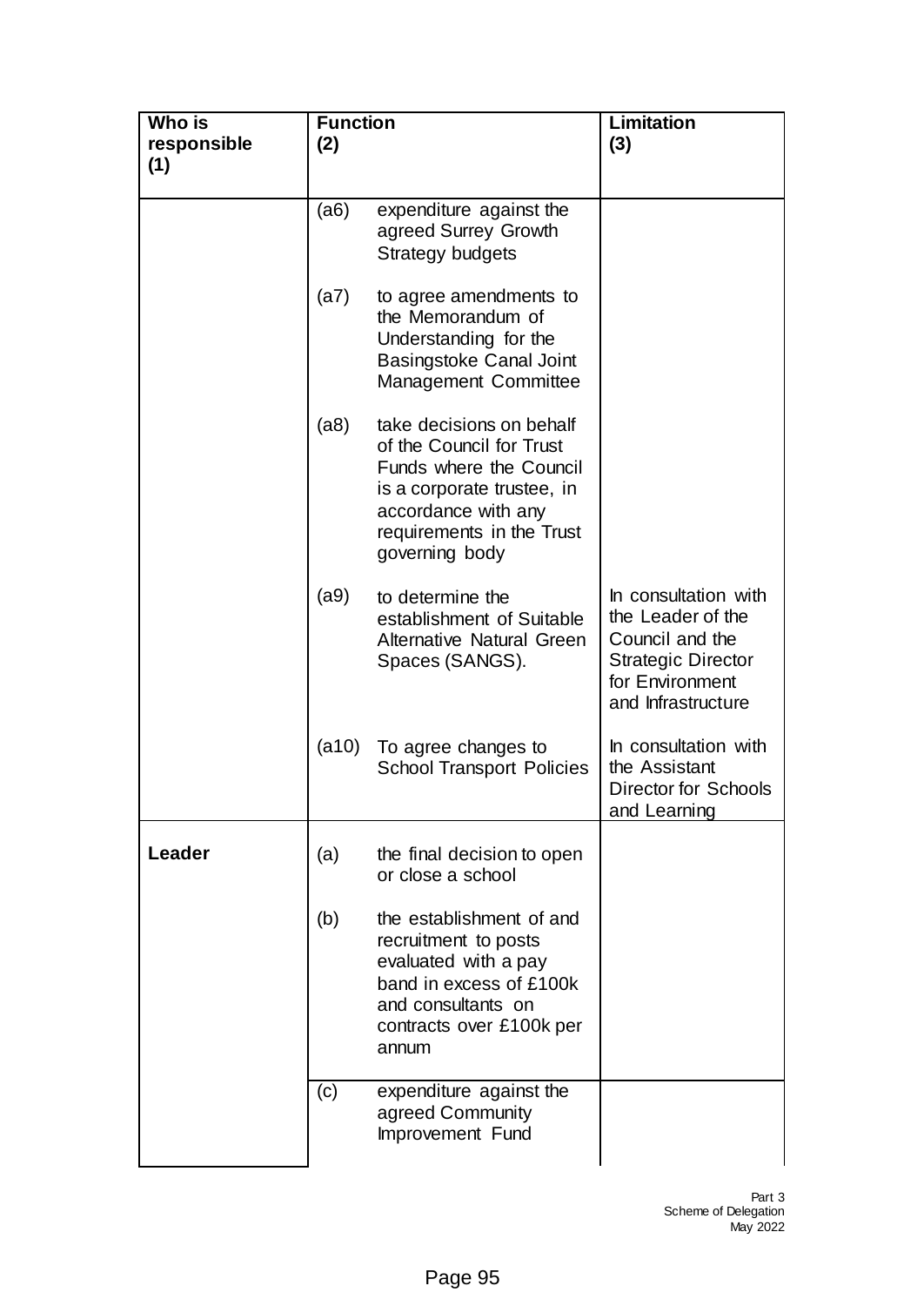| Who is responsible (1) | Function (2) | Limitation (3) |
|---|---|---|
| | (a6) expenditure against the agreed Surrey Growth Strategy budgets | |
| | (a7) to agree amendments to the Memorandum of Understanding for the Basingstoke Canal Joint Management Committee | |
| | (a8) take decisions on behalf of the Council for Trust Funds where the Council is a corporate trustee, in accordance with any requirements in the Trust governing body | |
| | (a9) to determine the establishment of Suitable Alternative Natural Green Spaces (SANGS). | In consultation with the Leader of the Council and the Strategic Director for Environment and Infrastructure |
| | (a10) To agree changes to School Transport Policies | In consultation with the Assistant Director for Schools and Learning |
| **Leader** | (a) the final decision to open or close a school | |
| | (b) the establishment of and recruitment to posts evaluated with a pay band in excess of £100k and consultants on contracts over £100k per annum | |
| | (c) expenditure against the agreed Community Improvement Fund | |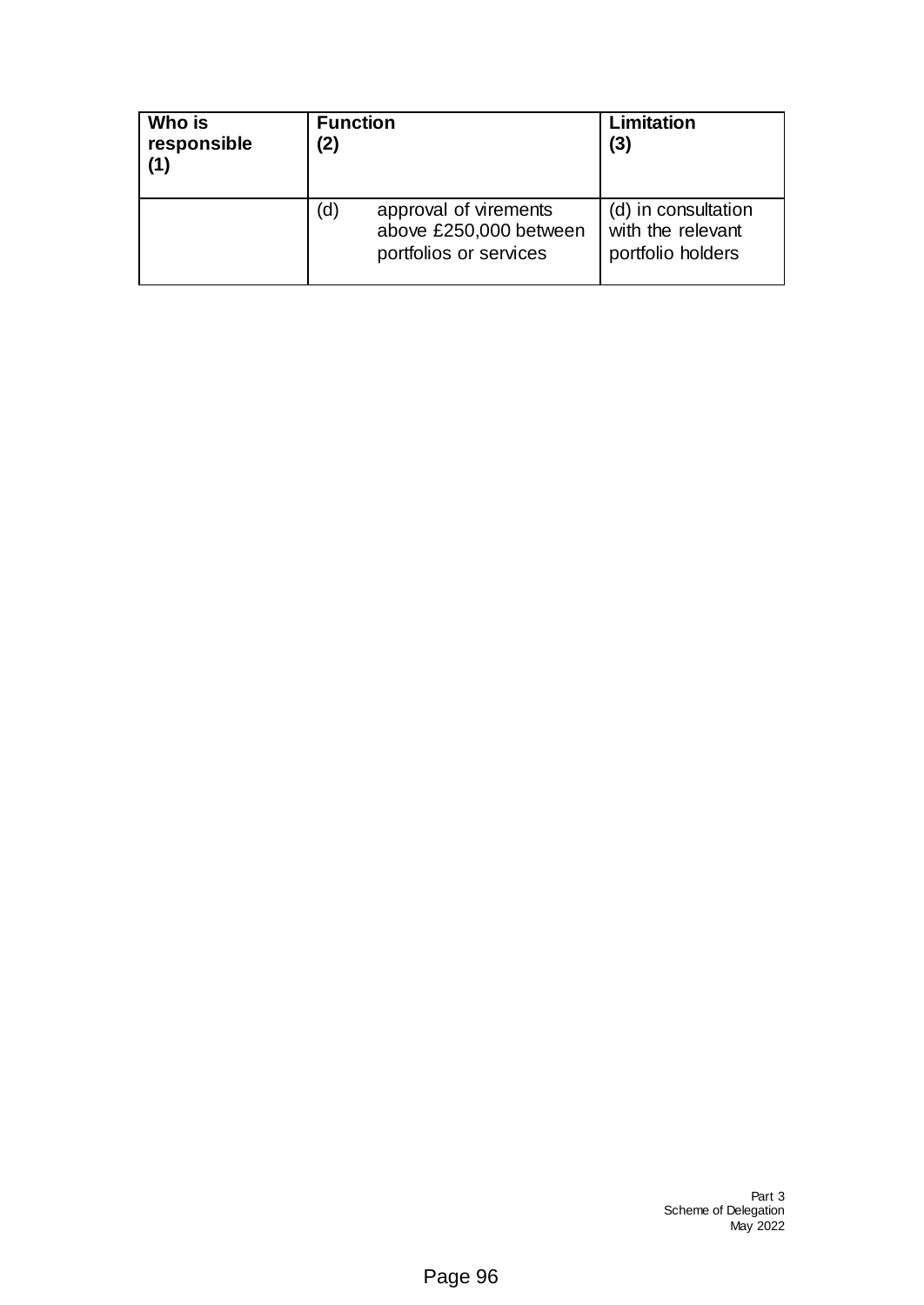| Who is responsible (1) | Function (2) | Limitation (3) |
| --- | --- | --- |
| | (d) approval of virements above £250,000 between portfolios or services | (d) in consultation with the relevant portfolio holders |